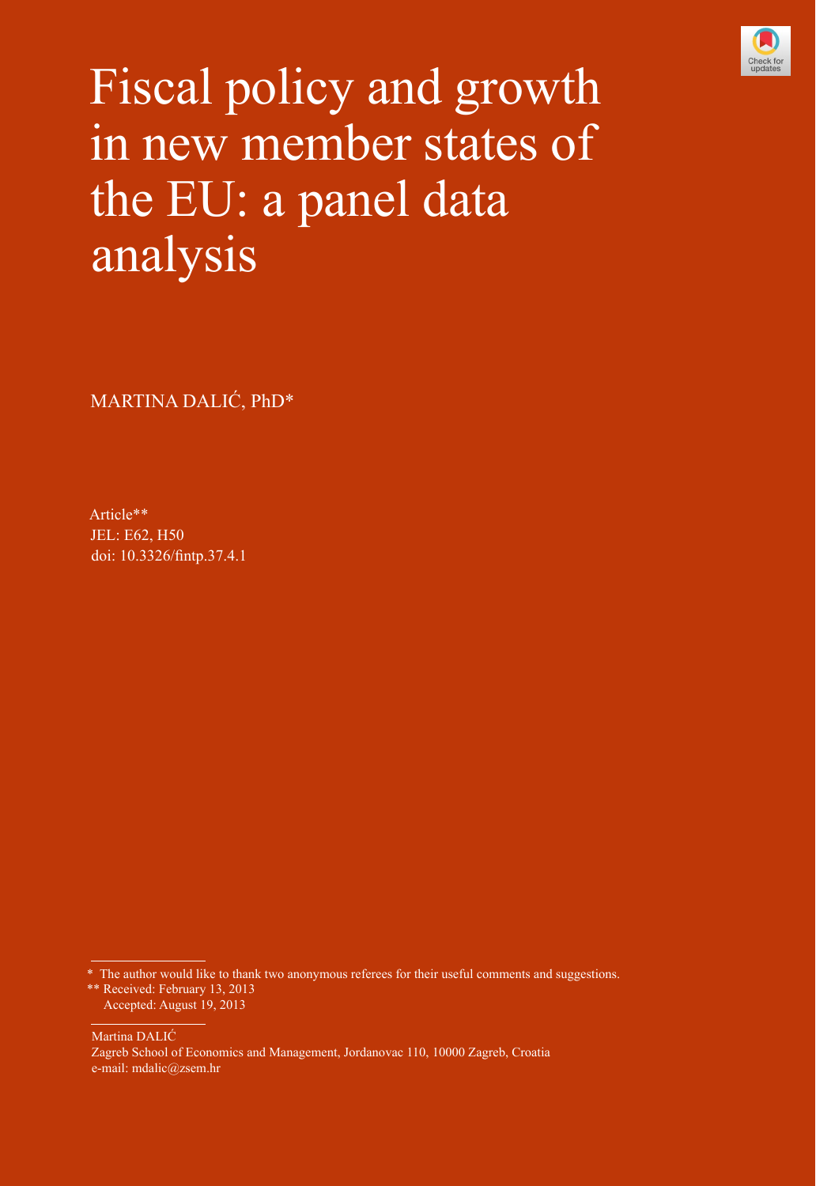# Fiscal policy and growth in new member states of the EU: a panel data analysis

MARTINA DALIĆ, PhD*

Article**

JEL: E62, H50

doi: 10.3326/fintp.37.4.1

---

\* The author would like to thank two anonymous referees for their useful comments and suggestions.

\** Received: February 13, 2013
Accepted: August 19, 2013

---

Martina DALIĆ

Zagreb School of Economics and Management, Jordanovac 110, 10000 Zagreb, Croatia

e-mail: mdalic@zsem.hr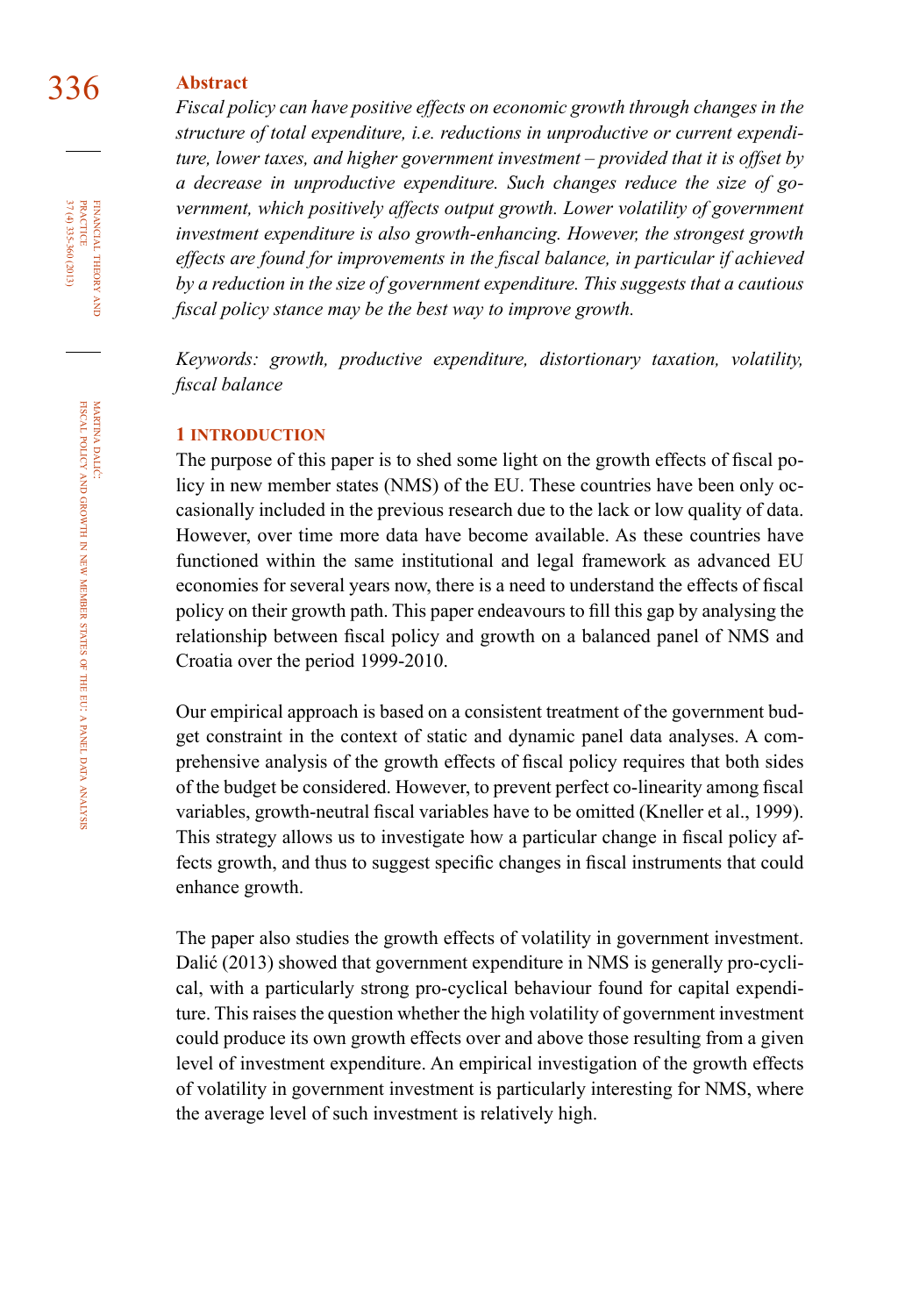## Abstract

*Fiscal policy can have positive effects on economic growth through changes in the structure of total expenditure, i.e. reductions in unproductive or current expenditure, lower taxes, and higher government investment – provided that it is offset by a decrease in unproductive expenditure. Such changes reduce the size of government, which positively affects output growth. Lower volatility of government investment expenditure is also growth-enhancing. However, the strongest growth effects are found for improvements in the fiscal balance, in particular if achieved by a reduction in the size of government expenditure. This suggests that a cautious fiscal policy stance may be the best way to improve growth.*

*Keywords: growth, productive expenditure, distortionary taxation, volatility, fiscal balance*

## 1 INTRODUCTION

The purpose of this paper is to shed some light on the growth effects of fiscal policy in new member states (NMS) of the EU. These countries have been only occasionally included in the previous research due to the lack or low quality of data. However, over time more data have become available. As these countries have functioned within the same institutional and legal framework as advanced EU economies for several years now, there is a need to understand the effects of fiscal policy on their growth path. This paper endeavours to fill this gap by analysing the relationship between fiscal policy and growth on a balanced panel of NMS and Croatia over the period 1999-2010.

Our empirical approach is based on a consistent treatment of the government budget constraint in the context of static and dynamic panel data analyses. A comprehensive analysis of the growth effects of fiscal policy requires that both sides of the budget be considered. However, to prevent perfect co-linearity among fiscal variables, growth-neutral fiscal variables have to be omitted (Kneller et al., 1999). This strategy allows us to investigate how a particular change in fiscal policy affects growth, and thus to suggest specific changes in fiscal instruments that could enhance growth.

The paper also studies the growth effects of volatility in government investment. Dalić (2013) showed that government expenditure in NMS is generally pro-cyclical, with a particularly strong pro-cyclical behaviour found for capital expenditure. This raises the question whether the high volatility of government investment could produce its own growth effects over and above those resulting from a given level of investment expenditure. An empirical investigation of the growth effects of volatility in government investment is particularly interesting for NMS, where the average level of such investment is relatively high.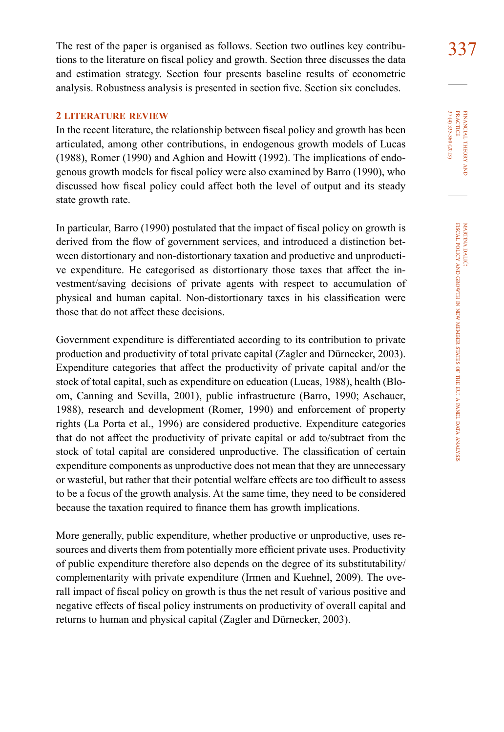The rest of the paper is organised as follows. Section two outlines key contributions to the literature on fiscal policy and growth. Section three discusses the data and estimation strategy. Section four presents baseline results of econometric analysis. Robustness analysis is presented in section five. Section six concludes.

## 2 LITERATURE REVIEW

In the recent literature, the relationship between fiscal policy and growth has been articulated, among other contributions, in endogenous growth models of Lucas (1988), Romer (1990) and Aghion and Howitt (1992). The implications of endogenous growth models for fiscal policy were also examined by Barro (1990), who discussed how fiscal policy could affect both the level of output and its steady state growth rate.

In particular, Barro (1990) postulated that the impact of fiscal policy on growth is derived from the flow of government services, and introduced a distinction between distortionary and non-distortionary taxation and productive and unproductive expenditure. He categorised as distortionary those taxes that affect the investment/saving decisions of private agents with respect to accumulation of physical and human capital. Non-distortionary taxes in his classification were those that do not affect these decisions.

Government expenditure is differentiated according to its contribution to private production and productivity of total private capital (Zagler and Dürnecker, 2003). Expenditure categories that affect the productivity of private capital and/or the stock of total capital, such as expenditure on education (Lucas, 1988), health (Bloom, Canning and Sevilla, 2001), public infrastructure (Barro, 1990; Aschauer, 1988), research and development (Romer, 1990) and enforcement of property rights (La Porta et al., 1996) are considered productive. Expenditure categories that do not affect the productivity of private capital or add to/subtract from the stock of total capital are considered unproductive. The classification of certain expenditure components as unproductive does not mean that they are unnecessary or wasteful, but rather that their potential welfare effects are too difficult to assess to be a focus of the growth analysis. At the same time, they need to be considered because the taxation required to finance them has growth implications.

More generally, public expenditure, whether productive or unproductive, uses resources and diverts them from potentially more efficient private uses. Productivity of public expenditure therefore also depends on the degree of its substitutability/complementarity with private expenditure (Irmen and Kuehnel, 2009). The overall impact of fiscal policy on growth is thus the net result of various positive and negative effects of fiscal policy instruments on productivity of overall capital and returns to human and physical capital (Zagler and Dürnecker, 2003).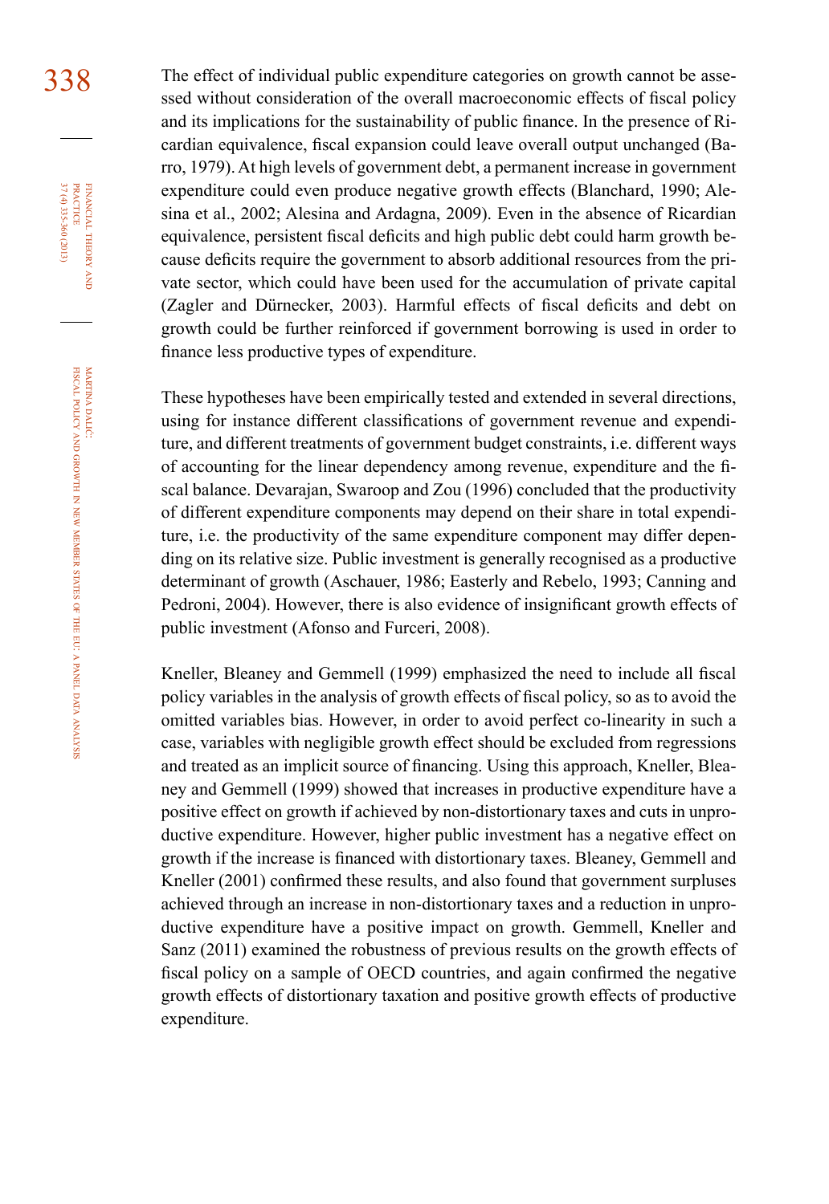The effect of individual public expenditure categories on growth cannot be assessed without consideration of the overall macroeconomic effects of fiscal policy and its implications for the sustainability of public finance. In the presence of Ricardian equivalence, fiscal expansion could leave overall output unchanged (Barro, 1979). At high levels of government debt, a permanent increase in government expenditure could even produce negative growth effects (Blanchard, 1990; Alesina et al., 2002; Alesina and Ardagna, 2009). Even in the absence of Ricardian equivalence, persistent fiscal deficits and high public debt could harm growth because deficits require the government to absorb additional resources from the private sector, which could have been used for the accumulation of private capital (Zagler and Dürnecker, 2003). Harmful effects of fiscal deficits and debt on growth could be further reinforced if government borrowing is used in order to finance less productive types of expenditure.

These hypotheses have been empirically tested and extended in several directions, using for instance different classifications of government revenue and expenditure, and different treatments of government budget constraints, i.e. different ways of accounting for the linear dependency among revenue, expenditure and the fiscal balance. Devarajan, Swaroop and Zou (1996) concluded that the productivity of different expenditure components may depend on their share in total expenditure, i.e. the productivity of the same expenditure component may differ depending on its relative size. Public investment is generally recognised as a productive determinant of growth (Aschauer, 1986; Easterly and Rebelo, 1993; Canning and Pedroni, 2004). However, there is also evidence of insignificant growth effects of public investment (Afonso and Furceri, 2008).

Kneller, Bleaney and Gemmell (1999) emphasized the need to include all fiscal policy variables in the analysis of growth effects of fiscal policy, so as to avoid the omitted variables bias. However, in order to avoid perfect co-linearity in such a case, variables with negligible growth effect should be excluded from regressions and treated as an implicit source of financing. Using this approach, Kneller, Bleaney and Gemmell (1999) showed that increases in productive expenditure have a positive effect on growth if achieved by non-distortionary taxes and cuts in unproductive expenditure. However, higher public investment has a negative effect on growth if the increase is financed with distortionary taxes. Bleaney, Gemmell and Kneller (2001) confirmed these results, and also found that government surpluses achieved through an increase in non-distortionary taxes and a reduction in unproductive expenditure have a positive impact on growth. Gemmell, Kneller and Sanz (2011) examined the robustness of previous results on the growth effects of fiscal policy on a sample of OECD countries, and again confirmed the negative growth effects of distortionary taxation and positive growth effects of productive expenditure.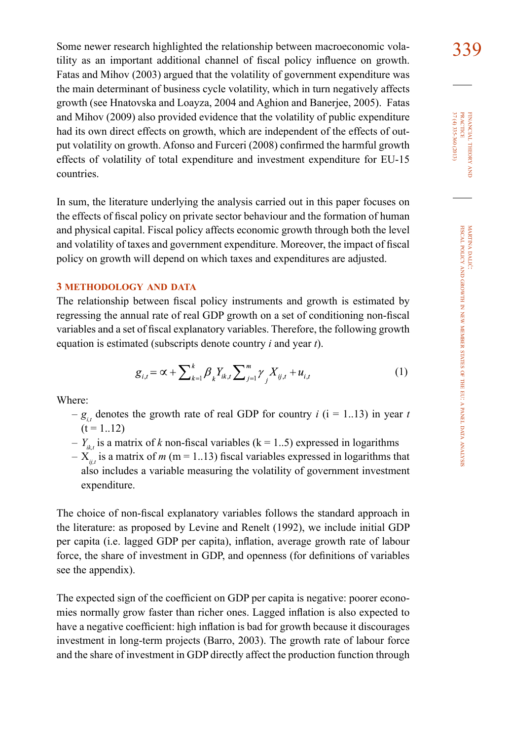Some newer research highlighted the relationship between macroeconomic volatility as an important additional channel of fiscal policy influence on growth. Fatas and Mihov (2003) argued that the volatility of government expenditure was the main determinant of business cycle volatility, which in turn negatively affects growth (see Hnatovska and Loayza, 2004 and Aghion and Banerjee, 2005). Fatas and Mihov (2009) also provided evidence that the volatility of public expenditure had its own direct effects on growth, which are independent of the effects of output volatility on growth. Afonso and Furceri (2008) confirmed the harmful growth effects of volatility of total expenditure and investment expenditure for EU-15 countries.

In sum, the literature underlying the analysis carried out in this paper focuses on the effects of fiscal policy on private sector behaviour and the formation of human and physical capital. Fiscal policy affects economic growth through both the level and volatility of taxes and government expenditure. Moreover, the impact of fiscal policy on growth will depend on which taxes and expenditures are adjusted.

## 3 METHODOLOGY AND DATA

The relationship between fiscal policy instruments and growth is estimated by regressing the annual rate of real GDP growth on a set of conditioning non-fiscal variables and a set of fiscal explanatory variables. Therefore, the following growth equation is estimated (subscripts denote country *i* and year *t*).

$$g_{i,t} = \propto + \sum_{k=1}^{k} \beta_k Y_{ik,t} \sum_{j=1}^{m} \gamma_j X_{ij,t} + u_{i,t} \tag{1}$$

Where:

- $g_{i,t}$ denotes the growth rate of real GDP for country *i* (i = 1..13) in year *t* (t = 1..12)
- $Y_{ik,t}$ is a matrix of *k* non-fiscal variables (k = 1..5) expressed in logarithms
- $X_{ij,t}$ is a matrix of *m* (m = 1..13) fiscal variables expressed in logarithms that also includes a variable measuring the volatility of government investment expenditure.

The choice of non-fiscal explanatory variables follows the standard approach in the literature: as proposed by Levine and Renelt (1992), we include initial GDP per capita (i.e. lagged GDP per capita), inflation, average growth rate of labour force, the share of investment in GDP, and openness (for definitions of variables see the appendix).

The expected sign of the coefficient on GDP per capita is negative: poorer economies normally grow faster than richer ones. Lagged inflation is also expected to have a negative coefficient: high inflation is bad for growth because it discourages investment in long-term projects (Barro, 2003). The growth rate of labour force and the share of investment in GDP directly affect the production function through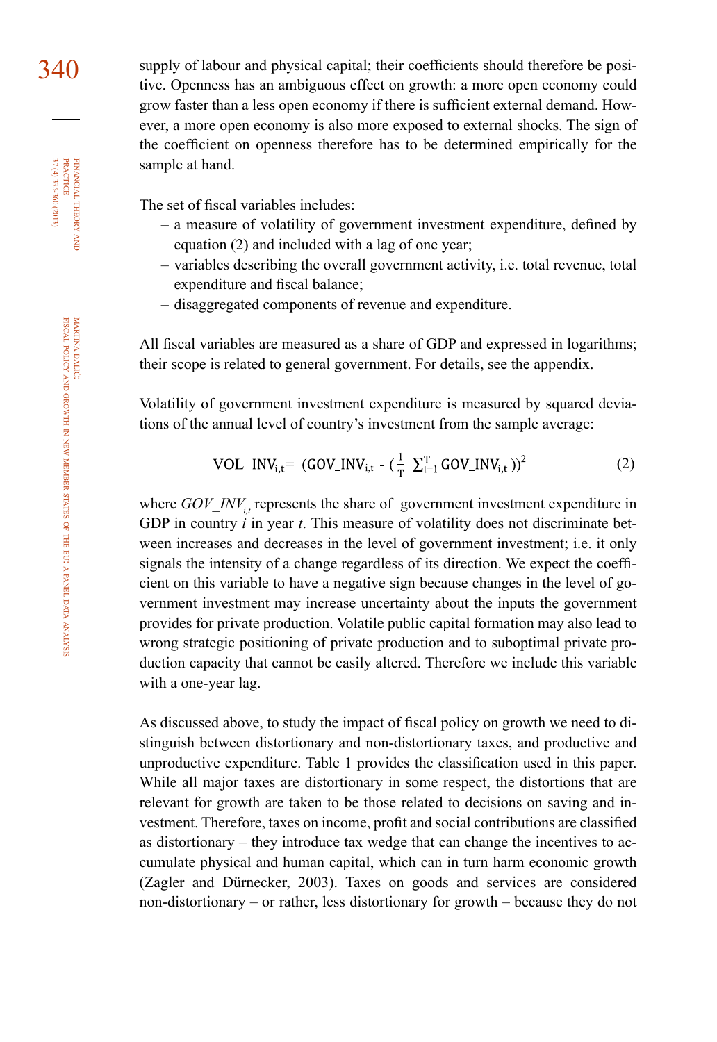supply of labour and physical capital; their coefficients should therefore be positive. Openness has an ambiguous effect on growth: a more open economy could grow faster than a less open economy if there is sufficient external demand. However, a more open economy is also more exposed to external shocks. The sign of the coefficient on openness therefore has to be determined empirically for the sample at hand.

The set of fiscal variables includes:

– a measure of volatility of government investment expenditure, defined by equation (2) and included with a lag of one year;
– variables describing the overall government activity, i.e. total revenue, total expenditure and fiscal balance;
– disaggregated components of revenue and expenditure.

All fiscal variables are measured as a share of GDP and expressed in logarithms; their scope is related to general government. For details, see the appendix.

Volatility of government investment expenditure is measured by squared deviations of the annual level of country's investment from the sample average:

$$VOL\_INV_{i,t} = \left(GOV\_INV_{i,t} - \left(\frac{1}{T}\sum_{t=1}^{T} GOV\_INV_{i,t}\right)\right)^2 \qquad (2)$$

where $GOV\_INV_{i,t}$ represents the share of government investment expenditure in GDP in country *i* in year *t*. This measure of volatility does not discriminate between increases and decreases in the level of government investment; i.e. it only signals the intensity of a change regardless of its direction. We expect the coefficient on this variable to have a negative sign because changes in the level of government investment may increase uncertainty about the inputs the government provides for private production. Volatile public capital formation may also lead to wrong strategic positioning of private production and to suboptimal private production capacity that cannot be easily altered. Therefore we include this variable with a one-year lag.

As discussed above, to study the impact of fiscal policy on growth we need to distinguish between distortionary and non-distortionary taxes, and productive and unproductive expenditure. Table 1 provides the classification used in this paper. While all major taxes are distortionary in some respect, the distortions that are relevant for growth are taken to be those related to decisions on saving and investment. Therefore, taxes on income, profit and social contributions are classified as distortionary – they introduce tax wedge that can change the incentives to accumulate physical and human capital, which can in turn harm economic growth (Zagler and Dürnecker, 2003). Taxes on goods and services are considered non-distortionary – or rather, less distortionary for growth – because they do not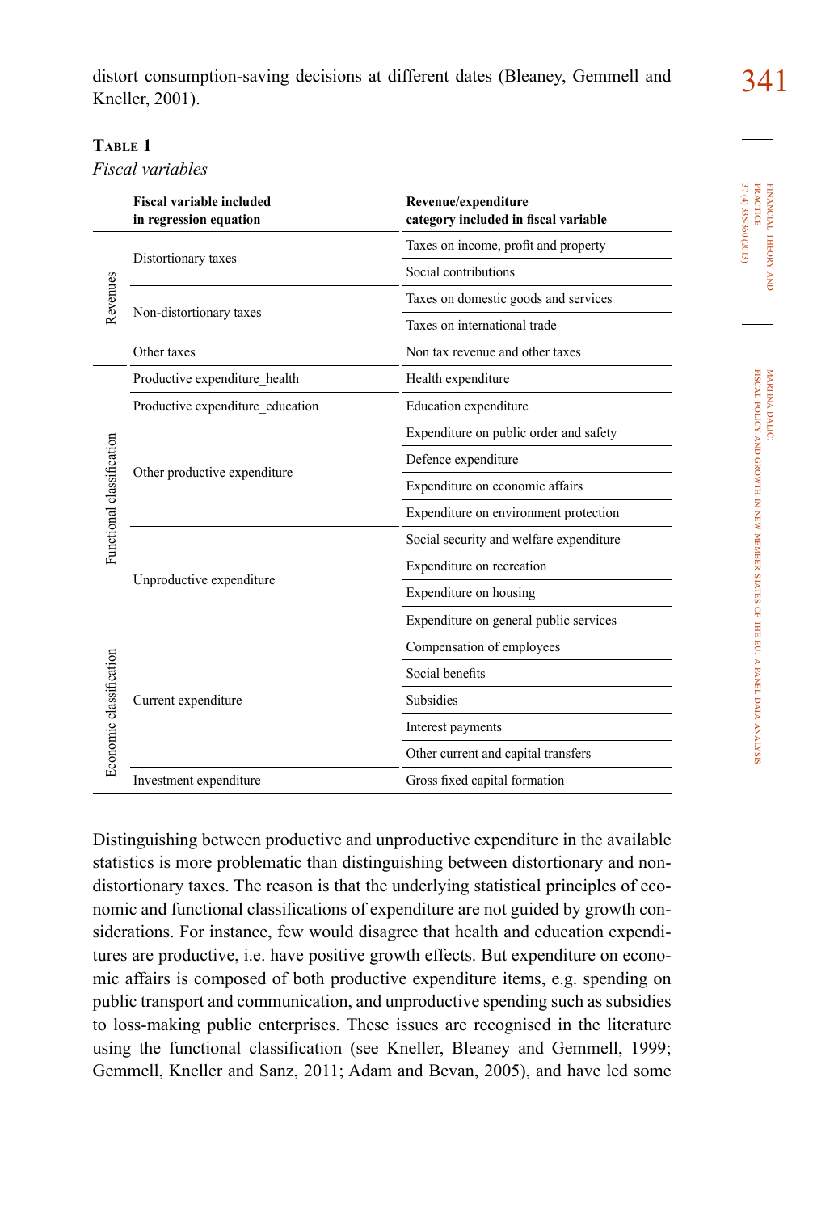distort consumption-saving decisions at different dates (Bleaney, Gemmell and Kneller, 2001).

**Table 1**

*Fiscal variables*

| | Fiscal variable included in regression equation | Revenue/expenditure category included in fiscal variable |
|---|---|---|
| Revenues | Distortionary taxes | Taxes on income, profit and property |
| | | Social contributions |
| | Non-distortionary taxes | Taxes on domestic goods and services |
| | | Taxes on international trade |
| | Other taxes | Non tax revenue and other taxes |
| Functional classification | Productive expenditure_health | Health expenditure |
| | Productive expenditure_education | Education expenditure |
| | Other productive expenditure | Expenditure on public order and safety |
| | | Defence expenditure |
| | | Expenditure on economic affairs |
| | | Expenditure on environment protection |
| | Unproductive expenditure | Social security and welfare expenditure |
| | | Expenditure on recreation |
| | | Expenditure on housing |
| | | Expenditure on general public services |
| Economic classification | Current expenditure | Compensation of employees |
| | | Social benefits |
| | | Subsidies |
| | | Interest payments |
| | | Other current and capital transfers |
| | Investment expenditure | Gross fixed capital formation |

Distinguishing between productive and unproductive expenditure in the available statistics is more problematic than distinguishing between distortionary and non-distortionary taxes. The reason is that the underlying statistical principles of economic and functional classifications of expenditure are not guided by growth considerations. For instance, few would disagree that health and education expenditures are productive, i.e. have positive growth effects. But expenditure on economic affairs is composed of both productive expenditure items, e.g. spending on public transport and communication, and unproductive spending such as subsidies to loss-making public enterprises. These issues are recognised in the literature using the functional classification (see Kneller, Bleaney and Gemmell, 1999; Gemmell, Kneller and Sanz, 2011; Adam and Bevan, 2005), and have led some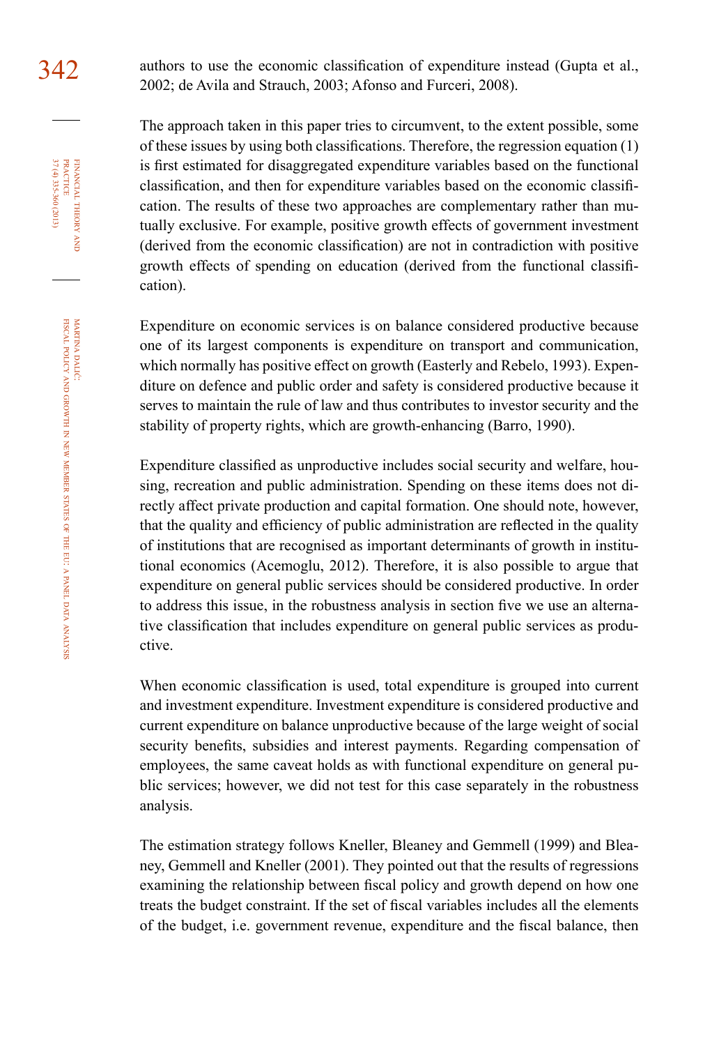authors to use the economic classification of expenditure instead (Gupta et al., 2002; de Avila and Strauch, 2003; Afonso and Furceri, 2008).

The approach taken in this paper tries to circumvent, to the extent possible, some of these issues by using both classifications. Therefore, the regression equation (1) is first estimated for disaggregated expenditure variables based on the functional classification, and then for expenditure variables based on the economic classification. The results of these two approaches are complementary rather than mutually exclusive. For example, positive growth effects of government investment (derived from the economic classification) are not in contradiction with positive growth effects of spending on education (derived from the functional classification).

Expenditure on economic services is on balance considered productive because one of its largest components is expenditure on transport and communication, which normally has positive effect on growth (Easterly and Rebelo, 1993). Expenditure on defence and public order and safety is considered productive because it serves to maintain the rule of law and thus contributes to investor security and the stability of property rights, which are growth-enhancing (Barro, 1990).

Expenditure classified as unproductive includes social security and welfare, housing, recreation and public administration. Spending on these items does not directly affect private production and capital formation. One should note, however, that the quality and efficiency of public administration are reflected in the quality of institutions that are recognised as important determinants of growth in institutional economics (Acemoglu, 2012). Therefore, it is also possible to argue that expenditure on general public services should be considered productive. In order to address this issue, in the robustness analysis in section five we use an alternative classification that includes expenditure on general public services as productive.

When economic classification is used, total expenditure is grouped into current and investment expenditure. Investment expenditure is considered productive and current expenditure on balance unproductive because of the large weight of social security benefits, subsidies and interest payments. Regarding compensation of employees, the same caveat holds as with functional expenditure on general public services; however, we did not test for this case separately in the robustness analysis.

The estimation strategy follows Kneller, Bleaney and Gemmell (1999) and Bleaney, Gemmell and Kneller (2001). They pointed out that the results of regressions examining the relationship between fiscal policy and growth depend on how one treats the budget constraint. If the set of fiscal variables includes all the elements of the budget, i.e. government revenue, expenditure and the fiscal balance, then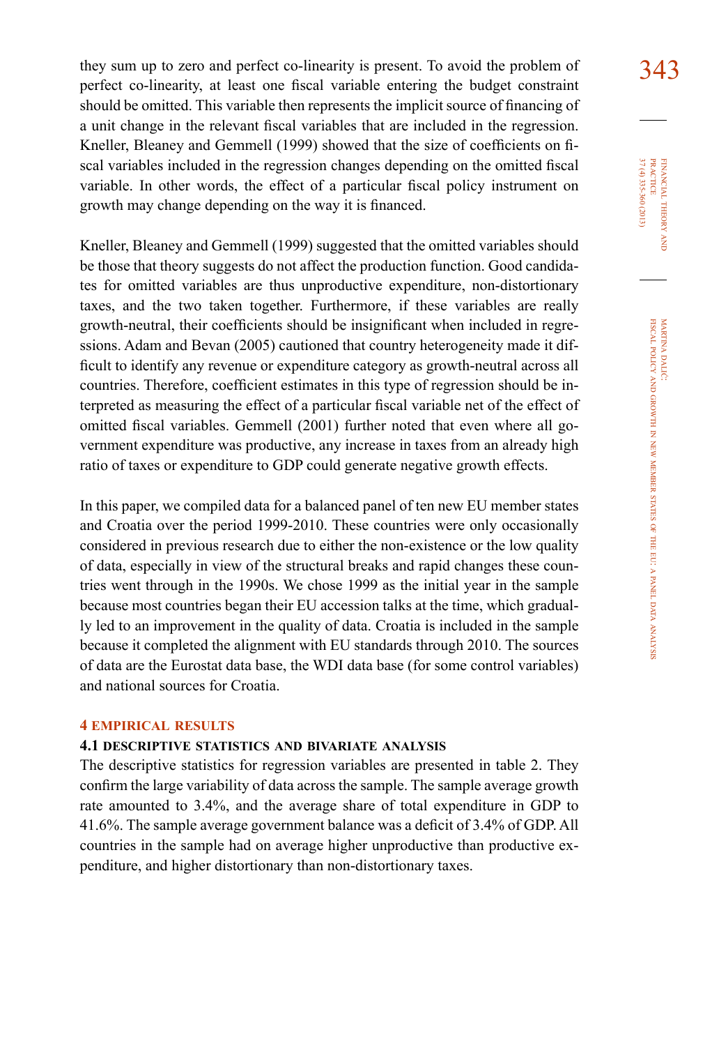they sum up to zero and perfect co-linearity is present. To avoid the problem of perfect co-linearity, at least one fiscal variable entering the budget constraint should be omitted. This variable then represents the implicit source of financing of a unit change in the relevant fiscal variables that are included in the regression. Kneller, Bleaney and Gemmell (1999) showed that the size of coefficients on fiscal variables included in the regression changes depending on the omitted fiscal variable. In other words, the effect of a particular fiscal policy instrument on growth may change depending on the way it is financed.

Kneller, Bleaney and Gemmell (1999) suggested that the omitted variables should be those that theory suggests do not affect the production function. Good candidates for omitted variables are thus unproductive expenditure, non-distortionary taxes, and the two taken together. Furthermore, if these variables are really growth-neutral, their coefficients should be insignificant when included in regressions. Adam and Bevan (2005) cautioned that country heterogeneity made it difficult to identify any revenue or expenditure category as growth-neutral across all countries. Therefore, coefficient estimates in this type of regression should be interpreted as measuring the effect of a particular fiscal variable net of the effect of omitted fiscal variables. Gemmell (2001) further noted that even where all government expenditure was productive, any increase in taxes from an already high ratio of taxes or expenditure to GDP could generate negative growth effects.

In this paper, we compiled data for a balanced panel of ten new EU member states and Croatia over the period 1999-2010. These countries were only occasionally considered in previous research due to either the non-existence or the low quality of data, especially in view of the structural breaks and rapid changes these countries went through in the 1990s. We chose 1999 as the initial year in the sample because most countries began their EU accession talks at the time, which gradually led to an improvement in the quality of data. Croatia is included in the sample because it completed the alignment with EU standards through 2010. The sources of data are the Eurostat data base, the WDI data base (for some control variables) and national sources for Croatia.

## 4 EMPIRICAL RESULTS

### 4.1 DESCRIPTIVE STATISTICS AND BIVARIATE ANALYSIS

The descriptive statistics for regression variables are presented in table 2. They confirm the large variability of data across the sample. The sample average growth rate amounted to 3.4%, and the average share of total expenditure in GDP to 41.6%. The sample average government balance was a deficit of 3.4% of GDP. All countries in the sample had on average higher unproductive than productive expenditure, and higher distortionary than non-distortionary taxes.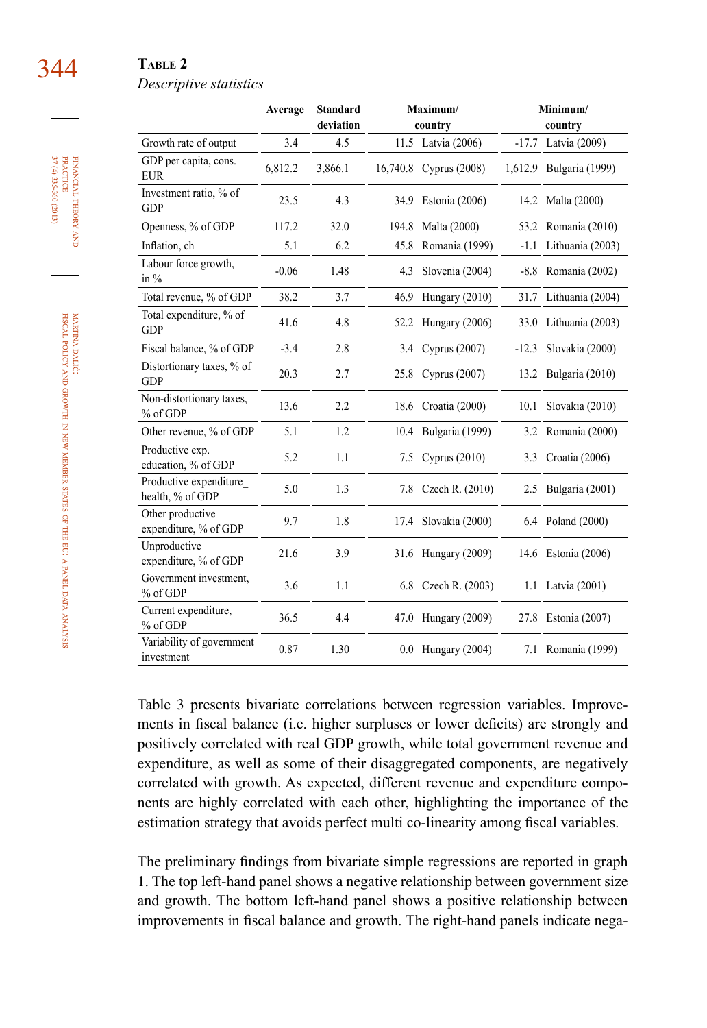**Table 2**

*Descriptive statistics*

| | Average | Standard deviation | Maximum/ country | | Minimum/ country | |
|---|---|---|---|---|---|---|
| Growth rate of output | 3.4 | 4.5 | 11.5 | Latvia (2006) | -17.7 | Latvia (2009) |
| GDP per capita, cons. EUR | 6,812.2 | 3,866.1 | 16,740.8 | Cyprus (2008) | 1,612.9 | Bulgaria (1999) |
| Investment ratio, % of GDP | 23.5 | 4.3 | 34.9 | Estonia (2006) | 14.2 | Malta (2000) |
| Openness, % of GDP | 117.2 | 32.0 | 194.8 | Malta (2000) | 53.2 | Romania (2010) |
| Inflation, ch | 5.1 | 6.2 | 45.8 | Romania (1999) | -1.1 | Lithuania (2003) |
| Labour force growth, in % | -0.06 | 1.48 | 4.3 | Slovenia (2004) | -8.8 | Romania (2002) |
| Total revenue, % of GDP | 38.2 | 3.7 | 46.9 | Hungary (2010) | 31.7 | Lithuania (2004) |
| Total expenditure, % of GDP | 41.6 | 4.8 | 52.2 | Hungary (2006) | 33.0 | Lithuania (2003) |
| Fiscal balance, % of GDP | -3.4 | 2.8 | 3.4 | Cyprus (2007) | -12.3 | Slovakia (2000) |
| Distortionary taxes, % of GDP | 20.3 | 2.7 | 25.8 | Cyprus (2007) | 13.2 | Bulgaria (2010) |
| Non-distortionary taxes, % of GDP | 13.6 | 2.2 | 18.6 | Croatia (2000) | 10.1 | Slovakia (2010) |
| Other revenue, % of GDP | 5.1 | 1.2 | 10.4 | Bulgaria (1999) | 3.2 | Romania (2000) |
| Productive exp._ education, % of GDP | 5.2 | 1.1 | 7.5 | Cyprus (2010) | 3.3 | Croatia (2006) |
| Productive expenditure_ health, % of GDP | 5.0 | 1.3 | 7.8 | Czech R. (2010) | 2.5 | Bulgaria (2001) |
| Other productive expenditure, % of GDP | 9.7 | 1.8 | 17.4 | Slovakia (2000) | 6.4 | Poland (2000) |
| Unproductive expenditure, % of GDP | 21.6 | 3.9 | 31.6 | Hungary (2009) | 14.6 | Estonia (2006) |
| Government investment, % of GDP | 3.6 | 1.1 | 6.8 | Czech R. (2003) | 1.1 | Latvia (2001) |
| Current expenditure, % of GDP | 36.5 | 4.4 | 47.0 | Hungary (2009) | 27.8 | Estonia (2007) |
| Variability of government investment | 0.87 | 1.30 | 0.0 | Hungary (2004) | 7.1 | Romania (1999) |

Table 3 presents bivariate correlations between regression variables. Improvements in fiscal balance (i.e. higher surpluses or lower deficits) are strongly and positively correlated with real GDP growth, while total government revenue and expenditure, as well as some of their disaggregated components, are negatively correlated with growth. As expected, different revenue and expenditure components are highly correlated with each other, highlighting the importance of the estimation strategy that avoids perfect multi co-linearity among fiscal variables.

The preliminary findings from bivariate simple regressions are reported in graph 1. The top left-hand panel shows a negative relationship between government size and growth. The bottom left-hand panel shows a positive relationship between improvements in fiscal balance and growth. The right-hand panels indicate nega-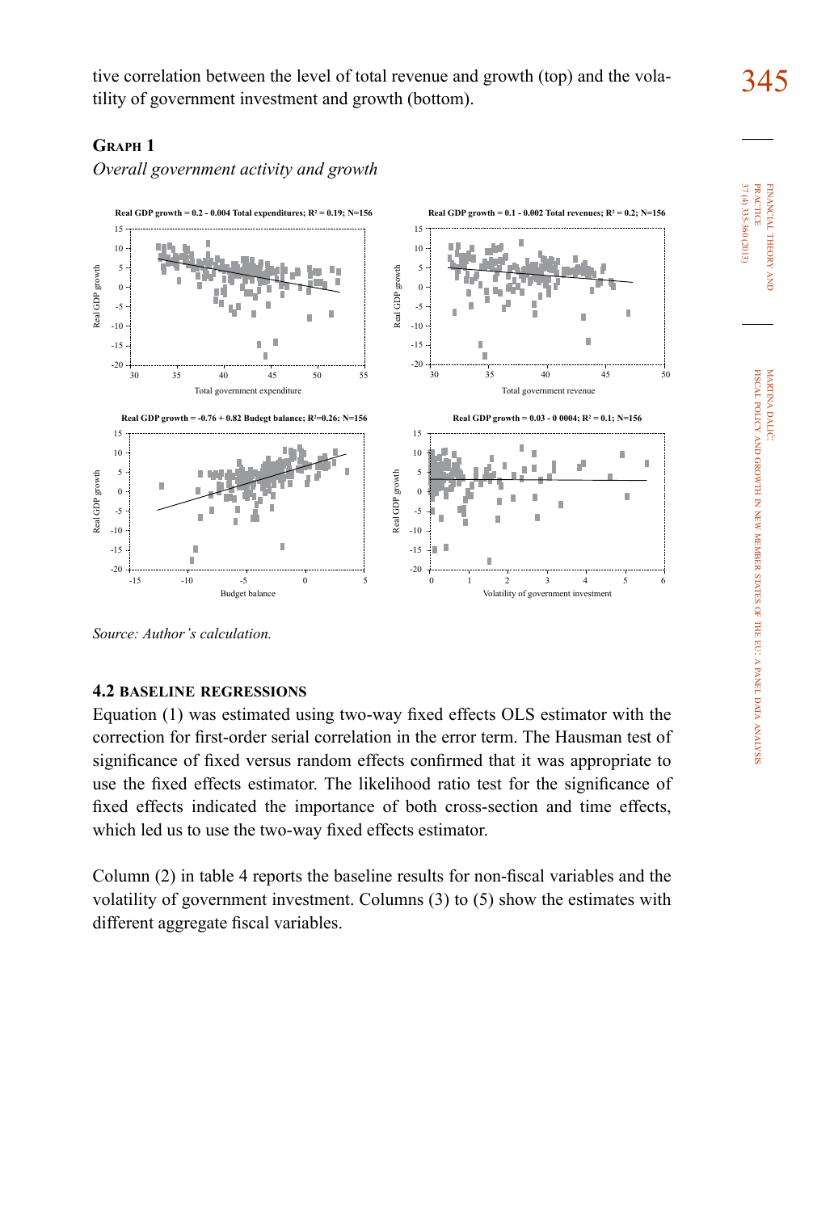tive correlation between the level of total revenue and growth (top) and the volatility of government investment and growth (bottom).

**Graph 1**

*Overall government activity and growth*

*Source: Author's calculation.*

### 4.2 BASELINE REGRESSIONS

Equation (1) was estimated using two-way fixed effects OLS estimator with the correction for first-order serial correlation in the error term. The Hausman test of significance of fixed versus random effects confirmed that it was appropriate to use the fixed effects estimator. The likelihood ratio test for the significance of fixed effects indicated the importance of both cross-section and time effects, which led us to use the two-way fixed effects estimator.

Column (2) in table 4 reports the baseline results for non-fiscal variables and the volatility of government investment. Columns (3) to (5) show the estimates with different aggregate fiscal variables.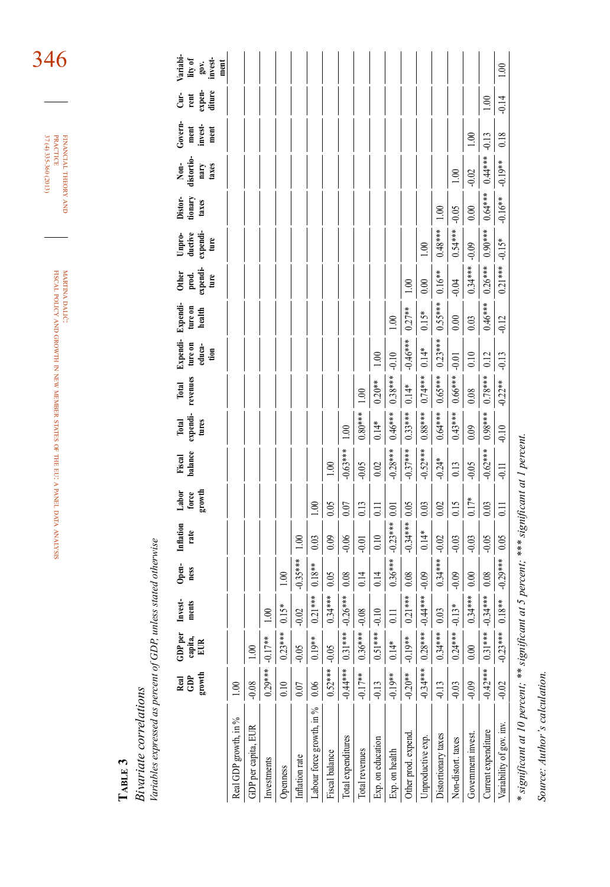**Table 3**

*Bivariate correlations*

*Variables expressed as percent of GDP, unless stated otherwise*

| | Real GDP growth | GDP per capita, EUR | Investments | Openness | Inflation rate | Labor force growth | Fiscal balance | Total expenditures | Total revenues | Expenditure on education | Expenditure on health | Other prod. expenditure | Unproductive expenditure | Distortionary taxes | Non-distortionary taxes | Government investment | Current expenditure | Variability of gov. investment |
|---|---|---|---|---|---|---|---|---|---|---|---|---|---|---|---|---|---|---|
| Real GDP growth, in % | 1.00 | | | | | | | | | | | | | | | | | |
| GDP per capita, EUR | -0.08 | 1.00 | | | | | | | | | | | | | | | | |
| Investments | 0.29*** | -0.17** | 1.00 | | | | | | | | | | | | | | | |
| Openness | 0.10 | 0.23*** | 0.15* | 1.00 | | | | | | | | | | | | | | |
| Inflation rate | 0.07 | -0.05 | -0.02 | -0.35*** | 1.00 | | | | | | | | | | | | | |
| Labour force growth, in % | 0.06 | 0.19** | 0.21*** | 0.18** | 0.03 | 1.00 | | | | | | | | | | | | |
| Fiscal balance | 0.52*** | -0.05 | 0.34*** | 0.05 | 0.09 | 0.05 | 1.00 | | | | | | | | | | | |
| Total expenditures | -0.44*** | 0.31*** | -0.26*** | 0.08 | -0.06 | 0.07 | -0.63*** | 1.00 | | | | | | | | | | |
| Total revenues | -0.17** | 0.36*** | -0.08 | 0.14 | -0.01 | 0.13 | -0.05 | 0.80*** | 1.00 | | | | | | | | | |
| Exp. on education | -0.13 | 0.51*** | -0.10 | 0.14 | 0.10 | 0.11 | 0.02 | 0.14* | 0.20** | 1.00 | | | | | | | | |
| Exp. on health | -0.19** | 0.14* | 0.11 | 0.36*** | -0.23*** | 0.01 | -0.28*** | 0.46*** | 0.38*** | -0.10 | 1.00 | | | | | | | |
| Other prod. expend. | -0.20** | -0.19** | 0.21*** | 0.08 | -0.34*** | 0.05 | -0.37*** | 0.33*** | 0.14* | -0.46*** | 0.27** | 1.00 | | | | | | |
| Unproductive exp. | -0.34*** | 0.28*** | -0.44*** | -0.09 | 0.14* | 0.03 | -0.52*** | 0.88*** | 0.74*** | 0.14* | 0.15* | 0.00 | 1.00 | | | | | |
| Distortionary taxes | -0.13 | 0.34*** | 0.03 | 0.34*** | -0.02 | 0.02 | -0.24* | 0.64*** | 0.65*** | 0.23*** | 0.55**** | 0.16** | 0.48*** | 1.00 | | | | |
| Non-distort. taxes | -0.03 | 0.24*** | -0.13* | -0.09 | -0.03 | 0.15 | 0.13 | 0.43*** | 0.66*** | -0.01 | 0.00 | -0.04 | 0.54*** | -0.05 | 1.00 | | | |
| Government invest. | -0.09 | 0.00 | 0.34*** | 0.00 | -0.03 | 0.17* | -0.05 | 0.09 | 0.08 | 0.10 | 0.03 | 0.34*** | -0.09 | 0.00 | -0.02 | 1.00 | | |
| Current expenditure | -0.42*** | 0.31*** | -0.34*** | 0.08 | -0.05 | 0.03 | -0.62*** | 0.98*** | 0.78*** | 0.12 | 0.46*** | 0.26*** | 0.90*** | 0.64*** | 0.44*** | -0.13 | 1.00 | |
| Variability of gov. inv. | -0.02 | -0.23*** | 0.18** | -0.29*** | 0.05 | 0.11 | -0.11 | -0.10 | -0.22** | -0.13 | -0.12 | 0.21*** | -0.15* | -0.16** | -0.19** | 0.18 | -0.14 | 1.00 |

\* *significant at 10 percent; ** significant at 5 percent; *** significant at 1 percent.*

*Source: Author's calculation.*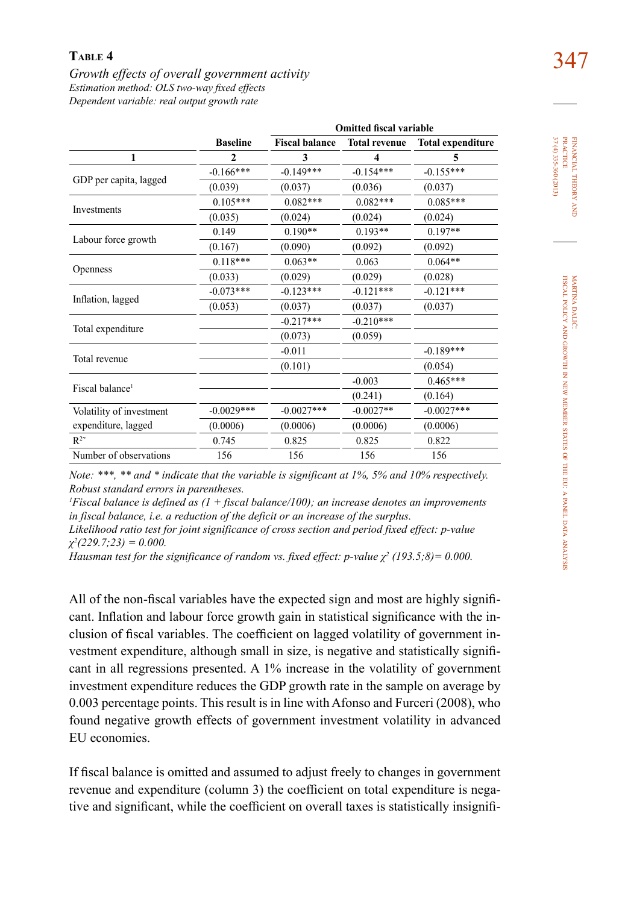**Table 4**

*Growth effects of overall government activity*
*Estimation method: OLS two-way fixed effects*
*Dependent variable: real output growth rate*

| | | Omitted fiscal variable | | |
|---|---|---|---|---|
| | Baseline | Fiscal balance | Total revenue | Total expenditure |
| 1 | 2 | 3 | 4 | 5 |
| GDP per capita, lagged | -0.166*** | -0.149*** | -0.154*** | -0.155*** |
| | (0.039) | (0.037) | (0.036) | (0.037) |
| Investments | 0.105*** | 0.082*** | 0.082*** | 0.085*** |
| | (0.035) | (0.024) | (0.024) | (0.024) |
| Labour force growth | 0.149 | 0.190** | 0.193** | 0.197** |
| | (0.167) | (0.090) | (0.092) | (0.092) |
| Openness | 0.118*** | 0.063** | 0.063 | 0.064** |
| | (0.033) | (0.029) | (0.029) | (0.028) |
| Inflation, lagged | -0.073*** | -0.123*** | -0.121*** | -0.121*** |
| | (0.053) | (0.037) | (0.037) | (0.037) |
| Total expenditure | | -0.217*** | -0.210*** | |
| | | (0.073) | (0.059) | |
| Total revenue | | -0.011 | | -0.189*** |
| | | (0.101) | | (0.054) |
| Fiscal balance[1] | | | -0.003 | 0.465*** |
| | | | (0.241) | (0.164) |
| Volatility of investment expenditure, lagged | -0.0029*** | -0.0027*** | -0.0027** | -0.0027*** |
| | (0.0006) | (0.0006) | (0.0006) | (0.0006) |
| $R^2$ | 0.745 | 0.825 | 0.825 | 0.822 |
| Number of observations | 156 | 156 | 156 | 156 |

*Note: ***, ** and * indicate that the variable is significant at 1%, 5% and 10% respectively. Robust standard errors in parentheses.*
*[1]Fiscal balance is defined as (1 + fiscal balance/100); an increase denotes an improvements in fiscal balance, i.e. a reduction of the deficit or an increase of the surplus.*
*Likelihood ratio test for joint significance of cross section and period fixed effect: p-value $\chi^2(229.7;23) = 0.000$.*
*Hausman test for the significance of random vs. fixed effect: p-value $\chi^2$ (193.5;8)= 0.000.*

All of the non-fiscal variables have the expected sign and most are highly significant. Inflation and labour force growth gain in statistical significance with the inclusion of fiscal variables. The coefficient on lagged volatility of government investment expenditure, although small in size, is negative and statistically significant in all regressions presented. A 1% increase in the volatility of government investment expenditure reduces the GDP growth rate in the sample on average by 0.003 percentage points. This result is in line with Afonso and Furceri (2008), who found negative growth effects of government investment volatility in advanced EU economies.

If fiscal balance is omitted and assumed to adjust freely to changes in government revenue and expenditure (column 3) the coefficient on total expenditure is negative and significant, while the coefficient on overall taxes is statistically insignifi-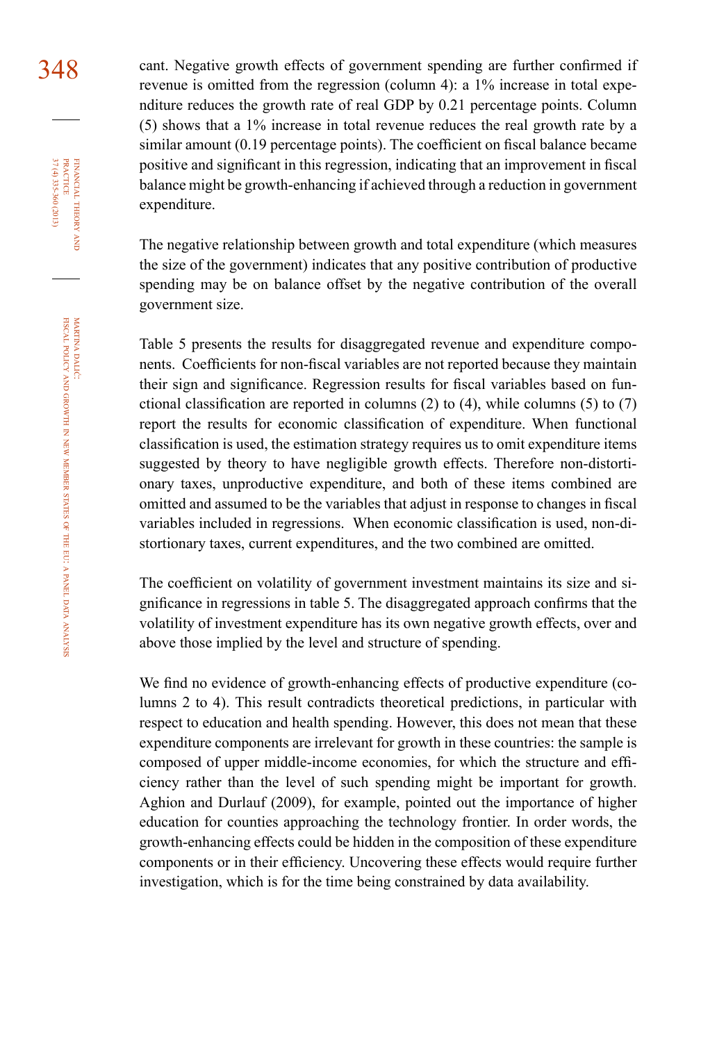cant. Negative growth effects of government spending are further confirmed if revenue is omitted from the regression (column 4): a 1% increase in total expenditure reduces the growth rate of real GDP by 0.21 percentage points. Column (5) shows that a 1% increase in total revenue reduces the real growth rate by a similar amount (0.19 percentage points). The coefficient on fiscal balance became positive and significant in this regression, indicating that an improvement in fiscal balance might be growth-enhancing if achieved through a reduction in government expenditure.

The negative relationship between growth and total expenditure (which measures the size of the government) indicates that any positive contribution of productive spending may be on balance offset by the negative contribution of the overall government size.

Table 5 presents the results for disaggregated revenue and expenditure components. Coefficients for non-fiscal variables are not reported because they maintain their sign and significance. Regression results for fiscal variables based on functional classification are reported in columns (2) to (4), while columns (5) to (7) report the results for economic classification of expenditure. When functional classification is used, the estimation strategy requires us to omit expenditure items suggested by theory to have negligible growth effects. Therefore non-distortionary taxes, unproductive expenditure, and both of these items combined are omitted and assumed to be the variables that adjust in response to changes in fiscal variables included in regressions. When economic classification is used, non-distortionary taxes, current expenditures, and the two combined are omitted.

The coefficient on volatility of government investment maintains its size and significance in regressions in table 5. The disaggregated approach confirms that the volatility of investment expenditure has its own negative growth effects, over and above those implied by the level and structure of spending.

We find no evidence of growth-enhancing effects of productive expenditure (columns 2 to 4). This result contradicts theoretical predictions, in particular with respect to education and health spending. However, this does not mean that these expenditure components are irrelevant for growth in these countries: the sample is composed of upper middle-income economies, for which the structure and efficiency rather than the level of such spending might be important for growth. Aghion and Durlauf (2009), for example, pointed out the importance of higher education for counties approaching the technology frontier. In order words, the growth-enhancing effects could be hidden in the composition of these expenditure components or in their efficiency. Uncovering these effects would require further investigation, which is for the time being constrained by data availability.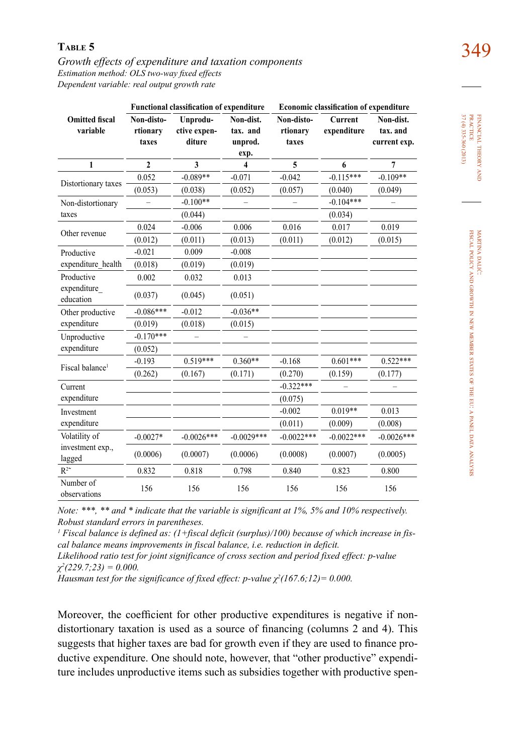**Table 5**

*Growth effects of expenditure and taxation components*
*Estimation method: OLS two-way fixed effects*
*Dependent variable: real output growth rate*

| Omitted fiscal variable | Functional classification of expenditure | | | Economic classification of expenditure | | |
|---|---|---|---|---|---|---|
| | Non-distortionary taxes | Unproductive expenditure | Non-dist. tax. and unprod. exp. | Non-distortionary taxes | Current expenditure | Non-dist. tax. and current exp. |
| 1 | 2 | 3 | 4 | 5 | 6 | 7 |
| Distortionary taxes | 0.052 | -0.089** | -0.071 | -0.042 | -0.115*** | -0.109** |
| | (0.053) | (0.038) | (0.052) | (0.057) | (0.040) | (0.049) |
| Non-distortionary taxes | – | -0.100** | – | – | -0.104*** | – |
| | | (0.044) | | | (0.034) | |
| Other revenue | 0.024 | -0.006 | 0.006 | 0.016 | 0.017 | 0.019 |
| | (0.012) | (0.011) | (0.013) | (0.011) | (0.012) | (0.015) |
| Productive expenditure_health | -0.021 | 0.009 | -0.008 | | | |
| | (0.018) | (0.019) | (0.019) | | | |
| Productive expenditure_education | 0.002 | 0.032 | 0.013 | | | |
| | (0.037) | (0.045) | (0.051) | | | |
| Other productive expenditure | -0.086*** | -0.012 | -0.036** | | | |
| | (0.019) | (0.018) | (0.015) | | | |
| Unproductive expenditure | -0.170*** | – | – | | | |
| | (0.052) | | | | | |
| Fiscal balance[1] | -0.193 | 0.519*** | 0.360** | -0.168 | 0.601*** | 0.522*** |
| | (0.262) | (0.167) | (0.171) | (0.270) | (0.159) | (0.177) |
| Current expenditure | | | | -0.322*** | – | – |
| | | | | (0.075) | | |
| Investment expenditure | | | | -0.002 | 0.019** | 0.013 |
| | | | | (0.011) | (0.009) | (0.008) |
| Volatility of investment exp., lagged | -0.0027* | -0.0026*** | -0.0029*** | -0.0022*** | -0.0022*** | -0.0026*** |
| | (0.0006) | (0.0007) | (0.0006) | (0.0008) | (0.0007) | (0.0005) |
| $R^{2\sim}$ | 0.832 | 0.818 | 0.798 | 0.840 | 0.823 | 0.800 |
| Number of observations | 156 | 156 | 156 | 156 | 156 | 156 |

*Note: \*\*\*, \*\* and \* indicate that the variable is significant at 1%, 5% and 10% respectively. Robust standard errors in parentheses.*
*[1] Fiscal balance is defined as: (1+fiscal deficit (surplus)/100) because of which increase in fiscal balance means improvements in fiscal balance, i.e. reduction in deficit.*
*Likelihood ratio test for joint significance of cross section and period fixed effect: p-value $\chi^2(229.7;23) = 0.000$.*
*Hausman test for the significance of fixed effect: p-value $\chi^2(167.6;12) = 0.000$.*

Moreover, the coefficient for other productive expenditures is negative if non-distortionary taxation is used as a source of financing (columns 2 and 4). This suggests that higher taxes are bad for growth even if they are used to finance productive expenditure. One should note, however, that "other productive" expenditure includes unproductive items such as subsidies together with productive spen-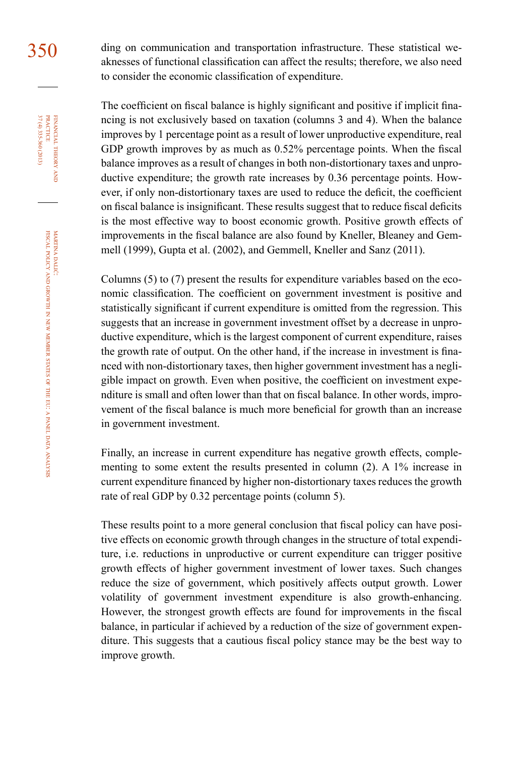ding on communication and transportation infrastructure. These statistical weaknesses of functional classification can affect the results; therefore, we also need to consider the economic classification of expenditure.

The coefficient on fiscal balance is highly significant and positive if implicit financing is not exclusively based on taxation (columns 3 and 4). When the balance improves by 1 percentage point as a result of lower unproductive expenditure, real GDP growth improves by as much as 0.52% percentage points. When the fiscal balance improves as a result of changes in both non-distortionary taxes and unproductive expenditure; the growth rate increases by 0.36 percentage points. However, if only non-distortionary taxes are used to reduce the deficit, the coefficient on fiscal balance is insignificant. These results suggest that to reduce fiscal deficits is the most effective way to boost economic growth. Positive growth effects of improvements in the fiscal balance are also found by Kneller, Bleaney and Gemmell (1999), Gupta et al. (2002), and Gemmell, Kneller and Sanz (2011).

Columns (5) to (7) present the results for expenditure variables based on the economic classification. The coefficient on government investment is positive and statistically significant if current expenditure is omitted from the regression. This suggests that an increase in government investment offset by a decrease in unproductive expenditure, which is the largest component of current expenditure, raises the growth rate of output. On the other hand, if the increase in investment is financed with non-distortionary taxes, then higher government investment has a negligible impact on growth. Even when positive, the coefficient on investment expenditure is small and often lower than that on fiscal balance. In other words, improvement of the fiscal balance is much more beneficial for growth than an increase in government investment.

Finally, an increase in current expenditure has negative growth effects, complementing to some extent the results presented in column (2). A 1% increase in current expenditure financed by higher non-distortionary taxes reduces the growth rate of real GDP by 0.32 percentage points (column 5).

These results point to a more general conclusion that fiscal policy can have positive effects on economic growth through changes in the structure of total expenditure, i.e. reductions in unproductive or current expenditure can trigger positive growth effects of higher government investment of lower taxes. Such changes reduce the size of government, which positively affects output growth. Lower volatility of government investment expenditure is also growth-enhancing. However, the strongest growth effects are found for improvements in the fiscal balance, in particular if achieved by a reduction of the size of government expenditure. This suggests that a cautious fiscal policy stance may be the best way to improve growth.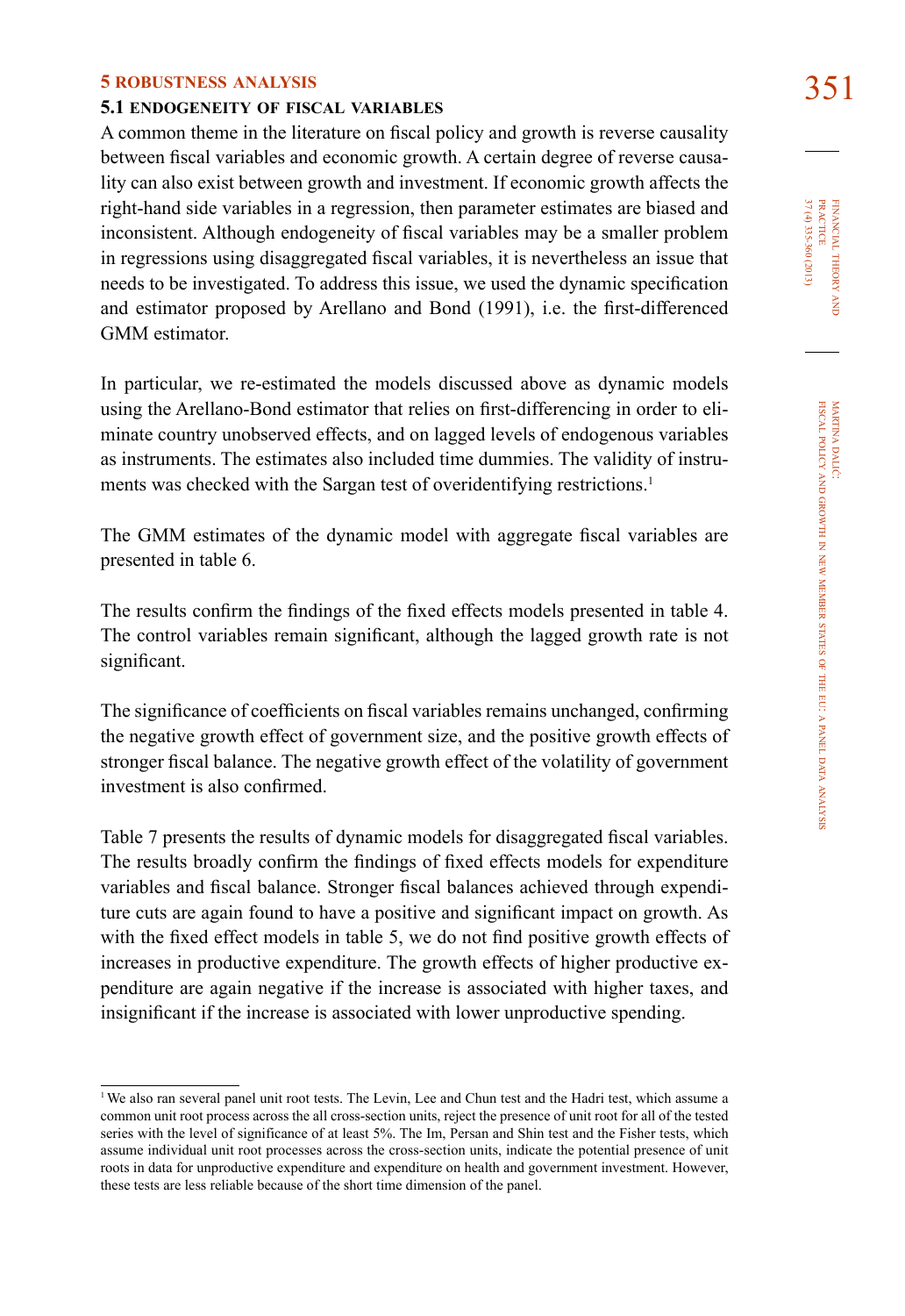## 5 ROBUSTNESS ANALYSIS

### 5.1 ENDOGENEITY OF FISCAL VARIABLES

A common theme in the literature on fiscal policy and growth is reverse causality between fiscal variables and economic growth. A certain degree of reverse causality can also exist between growth and investment. If economic growth affects the right-hand side variables in a regression, then parameter estimates are biased and inconsistent. Although endogeneity of fiscal variables may be a smaller problem in regressions using disaggregated fiscal variables, it is nevertheless an issue that needs to be investigated. To address this issue, we used the dynamic specification and estimator proposed by Arellano and Bond (1991), i.e. the first-differenced GMM estimator.

In particular, we re-estimated the models discussed above as dynamic models using the Arellano-Bond estimator that relies on first-differencing in order to eliminate country unobserved effects, and on lagged levels of endogenous variables as instruments. The estimates also included time dummies. The validity of instruments was checked with the Sargan test of overidentifying restrictions.[1]

The GMM estimates of the dynamic model with aggregate fiscal variables are presented in table 6.

The results confirm the findings of the fixed effects models presented in table 4. The control variables remain significant, although the lagged growth rate is not significant.

The significance of coefficients on fiscal variables remains unchanged, confirming the negative growth effect of government size, and the positive growth effects of stronger fiscal balance. The negative growth effect of the volatility of government investment is also confirmed.

Table 7 presents the results of dynamic models for disaggregated fiscal variables. The results broadly confirm the findings of fixed effects models for expenditure variables and fiscal balance. Stronger fiscal balances achieved through expenditure cuts are again found to have a positive and significant impact on growth. As with the fixed effect models in table 5, we do not find positive growth effects of increases in productive expenditure. The growth effects of higher productive expenditure are again negative if the increase is associated with higher taxes, and insignificant if the increase is associated with lower unproductive spending.

---

[1] We also ran several panel unit root tests. The Levin, Lee and Chun test and the Hadri test, which assume a common unit root process across the all cross-section units, reject the presence of unit root for all of the tested series with the level of significance of at least 5%. The Im, Persan and Shin test and the Fisher tests, which assume individual unit root processes across the cross-section units, indicate the potential presence of unit roots in data for unproductive expenditure and expenditure on health and government investment. However, these tests are less reliable because of the short time dimension of the panel.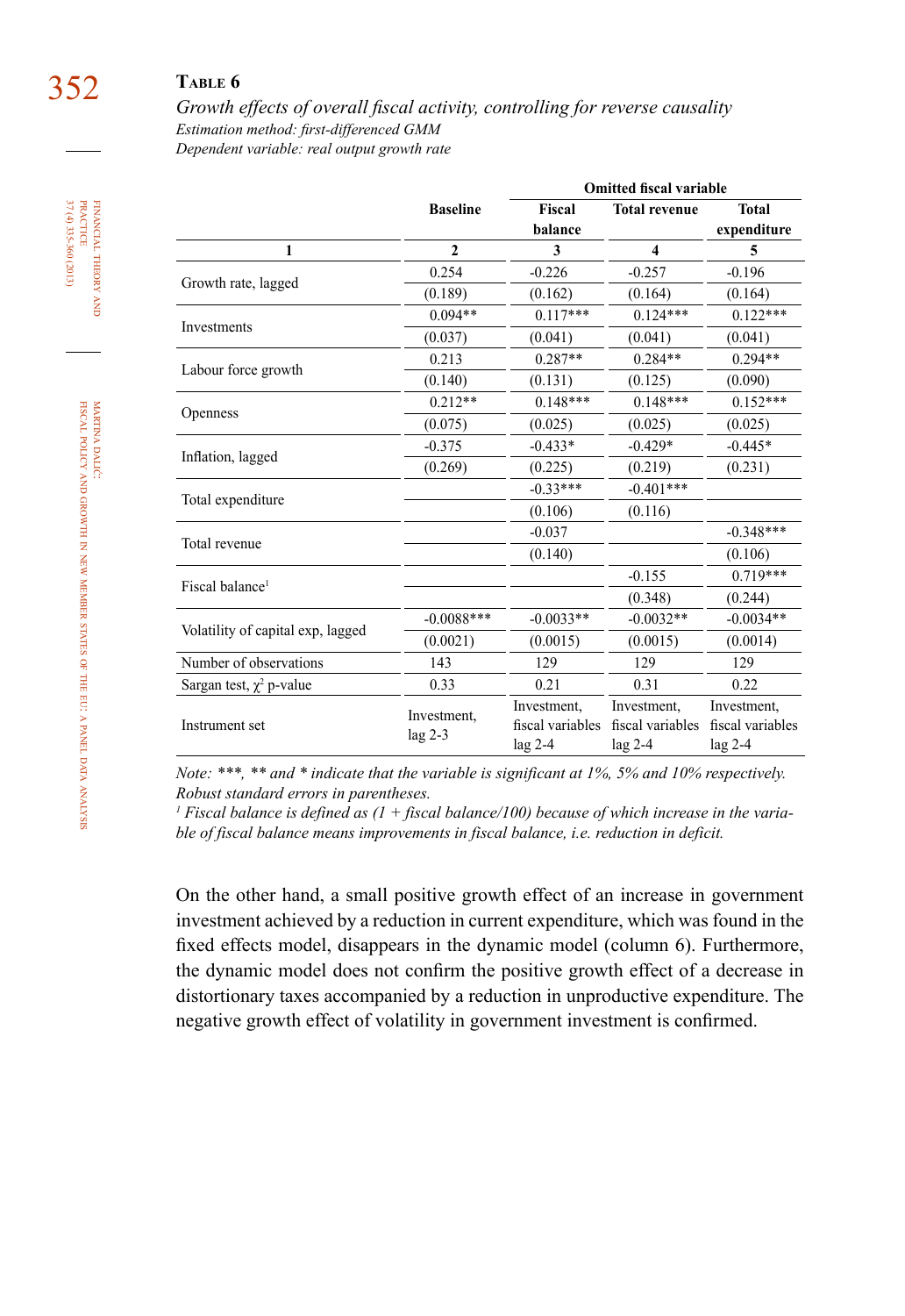**Table 6**

*Growth effects of overall fiscal activity, controlling for reverse causality*
*Estimation method: first-differenced GMM*
*Dependent variable: real output growth rate*

| | Baseline | Omitted fiscal variable | | |
|---|---|---|---|---|
| | | Fiscal balance | Total revenue | Total expenditure |
| 1 | 2 | 3 | 4 | 5 |
| Growth rate, lagged | 0.254 | -0.226 | -0.257 | -0.196 |
| | (0.189) | (0.162) | (0.164) | (0.164) |
| Investments | 0.094** | 0.117*** | 0.124*** | 0.122*** |
| | (0.037) | (0.041) | (0.041) | (0.041) |
| Labour force growth | 0.213 | 0.287** | 0.284** | 0.294** |
| | (0.140) | (0.131) | (0.125) | (0.090) |
| Openness | 0.212** | 0.148*** | 0.148*** | 0.152*** |
| | (0.075) | (0.025) | (0.025) | (0.025) |
| Inflation, lagged | -0.375 | -0.433* | -0.429* | -0.445* |
| | (0.269) | (0.225) | (0.219) | (0.231) |
| Total expenditure | | -0.33*** | -0.401*** | |
| | | (0.106) | (0.116) | |
| Total revenue | | -0.037 | | -0.348*** |
| | | (0.140) | | (0.106) |
| Fiscal balance[1] | | | -0.155 | 0.719*** |
| | | | (0.348) | (0.244) |
| Volatility of capital exp, lagged | -0.0088*** | -0.0033** | -0.0032** | -0.0034** |
| | (0.0021) | (0.0015) | (0.0015) | (0.0014) |
| Number of observations | 143 | 129 | 129 | 129 |
| Sargan test, $\chi^2$ p-value | 0.33 | 0.21 | 0.31 | 0.22 |
| Instrument set | Investment, lag 2-3 | Investment, fiscal variables lag 2-4 | Investment, fiscal variables lag 2-4 | Investment, fiscal variables lag 2-4 |

*Note: \*\*\*, \*\* and \* indicate that the variable is significant at 1%, 5% and 10% respectively. Robust standard errors in parentheses.*
*[1] Fiscal balance is defined as (1 + fiscal balance/100) because of which increase in the variable of fiscal balance means improvements in fiscal balance, i.e. reduction in deficit.*

On the other hand, a small positive growth effect of an increase in government investment achieved by a reduction in current expenditure, which was found in the fixed effects model, disappears in the dynamic model (column 6). Furthermore, the dynamic model does not confirm the positive growth effect of a decrease in distortionary taxes accompanied by a reduction in unproductive expenditure. The negative growth effect of volatility in government investment is confirmed.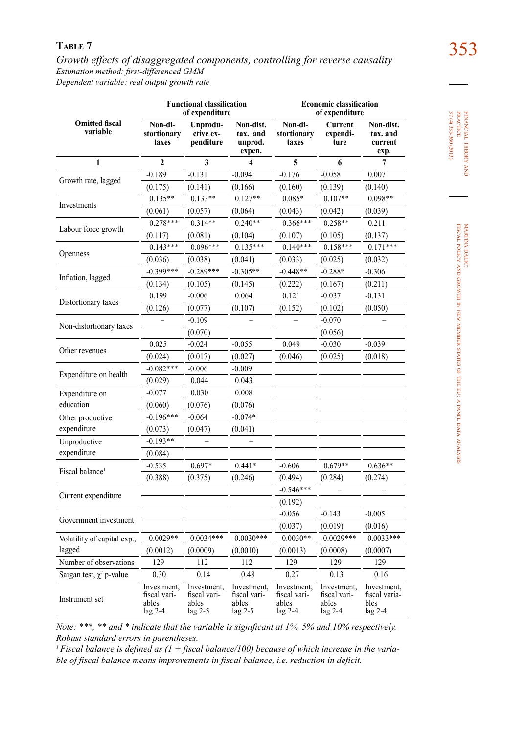**Table 7**

*Growth effects of disaggregated components, controlling for reverse causality*
*Estimation method: first-differenced GMM*
*Dependent variable: real output growth rate*

| Omitted fiscal variable | Functional classification of expenditure | | | Economic classification of expenditure | | |
|---|---|---|---|---|---|---|
| | Non-distortionary taxes | Unproductive expenditure | Non-dist. tax. and unprod. expen. | Non-distortionary taxes | Current expenditure | Non-dist. tax. and current exp. |
| 1 | 2 | 3 | 4 | 5 | 6 | 7 |
| Growth rate, lagged | -0.189 | -0.131 | -0.094 | -0.176 | -0.058 | 0.007 |
| | (0.175) | (0.141) | (0.166) | (0.160) | (0.139) | (0.140) |
| Investments | 0.135** | 0.133** | 0.127** | 0.085* | 0.107** | 0.098** |
| | (0.061) | (0.057) | (0.064) | (0.043) | (0.042) | (0.039) |
| Labour force growth | 0.278*** | 0.314** | 0.240** | 0.366*** | 0.258** | 0.211 |
| | (0.117) | (0.081) | (0.104) | (0.107) | (0.105) | (0.137) |
| Openness | 0.143*** | 0.096*** | 0.135*** | 0.140*** | 0.158*** | 0.171*** |
| | (0.036) | (0.038) | (0.041) | (0.033) | (0.025) | (0.032) |
| Inflation, lagged | -0.399*** | -0.289*** | -0.305** | -0.448** | -0.288* | -0.306 |
| | (0.134) | (0.105) | (0.145) | (0.222) | (0.167) | (0.211) |
| Distortionary taxes | 0.199 | -0.006 | 0.064 | 0.121 | -0.037 | -0.131 |
| | (0.126) | (0.077) | (0.107) | (0.152) | (0.102) | (0.050) |
| Non-distortionary taxes | – | -0.109 | – | – | -0.070 | – |
| | | (0.070) | | | (0.056) | |
| Other revenues | 0.025 | -0.024 | -0.055 | 0.049 | -0.030 | -0.039 |
| | (0.024) | (0.017) | (0.027) | (0.046) | (0.025) | (0.018) |
| Expenditure on health | -0.082*** | -0.006 | -0.009 | | | |
| | (0.029) | 0.044 | 0.043 | | | |
| Expenditure on education | -0.077 | 0.030 | 0.008 | | | |
| | (0.060) | (0.076) | (0.076) | | | |
| Other productive expenditure | -0.196*** | -0.064 | -0.074* | | | |
| | (0.073) | (0.047) | (0.041) | | | |
| Unproductive expenditure | -0.193** | – | – | | | |
| | (0.084) | | | | | |
| Fiscal balance[1] | -0.535 | 0.697* | 0.441* | -0.606 | 0.679** | 0.636** |
| | (0.388) | (0.375) | (0.246) | (0.494) | (0.284) | (0.274) |
| Current expenditure | | | | -0.546*** | – | – |
| | | | | (0.192) | | |
| Government investment | | | | -0.056 | -0.143 | -0.005 |
| | | | | (0.037) | (0.019) | (0.016) |
| Volatility of capital exp., lagged | -0.0029** | -0.0034*** | -0.0030*** | -0.0030** | -0.0029*** | -0.0033*** |
| | (0.0012) | (0.0009) | (0.0010) | (0.0013) | (0.0008) | (0.0007) |
| Number of observations | 129 | 112 | 112 | 129 | 129 | 129 |
| Sargan test, $\chi^2$ p-value | 0.30 | 0.14 | 0.48 | 0.27 | 0.13 | 0.16 |
| Instrument set | Investment, fiscal variables lag 2-4 | Investment, fiscal variables lag 2-5 | Investment, fiscal variables lag 2-5 | Investment, fiscal variables lag 2-4 | Investment, fiscal variables lag 2-4 | Investment, fiscal variables lag 2-4 |

*Note: ***, ** and * indicate that the variable is significant at 1%, 5% and 10% respectively. Robust standard errors in parentheses.*
*[1] Fiscal balance is defined as (1 + fiscal balance/100) because of which increase in the variable of fiscal balance means improvements in fiscal balance, i.e. reduction in deficit.*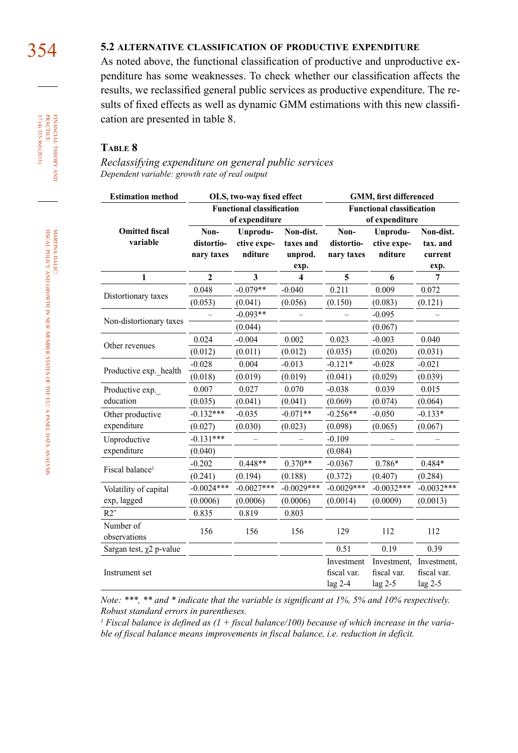### 5.2 ALTERNATIVE CLASSIFICATION OF PRODUCTIVE EXPENDITURE

As noted above, the functional classification of productive and unproductive expenditure has some weaknesses. To check whether our classification affects the results, we reclassified general public services as productive expenditure. The results of fixed effects as well as dynamic GMM estimations with this new classification are presented in table 8.

**TABLE 8**

*Reclassifying expenditure on general public services*
*Dependent variable: growth rate of real output*

| Estimation method | OLS, two-way fixed effect | | | GMM, first differenced | | |
|---|---|---|---|---|---|---|
| | Functional classification of expenditure | | | Functional classification of expenditure | | |
| Omitted fiscal variable | Non-distortionary taxes | Unproductive expenditure | Non-dist. taxes and unprod. exp. | Non-distortionary taxes | Unproductive expenditure | Non-dist. tax. and current exp. |
| 1 | 2 | 3 | 4 | 5 | 6 | 7 |
| Distortionary taxes | 0.048 | -0.079** | -0.040 | 0.211 | 0.009 | 0.072 |
| | (0.053) | (0.041) | (0.056) | (0.150) | (0.083) | (0.121) |
| Non-distortionary taxes | – | -0.093** | – | – | -0.095 | – |
| | | (0.044) | | | (0.067) | |
| Other revenues | 0.024 | -0.004 | 0.002 | 0.023 | -0.003 | 0.040 |
| | (0.012) | (0.011) | (0.012) | (0.035) | (0.020) | (0.031) |
| Productive exp._health | -0.028 | 0.004 | -0.013 | -0.121* | -0.028 | -0.021 |
| | (0.018) | (0.019) | (0.019) | (0.041) | (0.029) | (0.039) |
| Productive exp._education | 0.007 | 0.027 | 0.070 | -0.038 | 0.039 | 0.015 |
| | (0.035) | (0.041) | (0.041) | (0.069) | (0.074) | (0.064) |
| Other productive expenditure | -0.132*** | -0.035 | -0.071** | -0.256** | -0.050 | -0.133* |
| | (0.027) | (0.030) | (0.023) | (0.098) | (0.065) | (0.067) |
| Unproductive expenditure | -0.131*** | – | – | -0.109 | – | – |
| | (0.040) | | | (0.084) | | |
| Fiscal balance[1] | -0.202 | 0.448** | 0.370** | -0.0367 | 0.786* | 0.484* |
| | (0.241) | (0.194) | (0.188) | (0.372) | (0.407) | (0.284) |
| Volatility of capital exp, lagged | -0.0024*** | -0.0027*** | -0.0029*** | -0.0029*** | -0.0032*** | -0.0032*** |
| | (0.0006) | (0.0006) | (0.0006) | (0.0014) | (0.0009) | (0.0013) |
| $R^2$ | 0.835 | 0.819 | 0.803 | | | |
| Number of observations | 156 | 156 | 156 | 129 | 112 | 112 |
| Sargan test, $\chi 2$ p-value | | | | 0.51 | 0.19 | 0.39 |
| Instrument set | | | | Investment fiscal var. lag 2-4 | Investment, fiscal var. lag 2-5 | Investment, fiscal var. lag 2-5 |

*Note: \*\*\*, \*\* and \* indicate that the variable is significant at 1%, 5% and 10% respectively. Robust standard errors in parentheses.*

*[1] Fiscal balance is defined as (1 + fiscal balance/100) because of which increase in the variable of fiscal balance means improvements in fiscal balance, i.e. reduction in deficit.*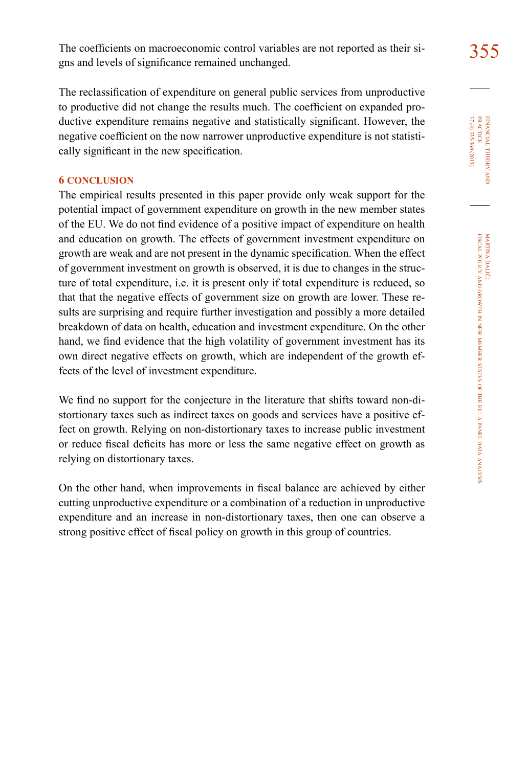The coefficients on macroeconomic control variables are not reported as their signs and levels of significance remained unchanged.

The reclassification of expenditure on general public services from unproductive to productive did not change the results much. The coefficient on expanded productive expenditure remains negative and statistically significant. However, the negative coefficient on the now narrower unproductive expenditure is not statistically significant in the new specification.

## 6 CONCLUSION

The empirical results presented in this paper provide only weak support for the potential impact of government expenditure on growth in the new member states of the EU. We do not find evidence of a positive impact of expenditure on health and education on growth. The effects of government investment expenditure on growth are weak and are not present in the dynamic specification. When the effect of government investment on growth is observed, it is due to changes in the structure of total expenditure, i.e. it is present only if total expenditure is reduced, so that that the negative effects of government size on growth are lower. These results are surprising and require further investigation and possibly a more detailed breakdown of data on health, education and investment expenditure. On the other hand, we find evidence that the high volatility of government investment has its own direct negative effects on growth, which are independent of the growth effects of the level of investment expenditure.

We find no support for the conjecture in the literature that shifts toward non-distortionary taxes such as indirect taxes on goods and services have a positive effect on growth. Relying on non-distortionary taxes to increase public investment or reduce fiscal deficits has more or less the same negative effect on growth as relying on distortionary taxes.

On the other hand, when improvements in fiscal balance are achieved by either cutting unproductive expenditure or a combination of a reduction in unproductive expenditure and an increase in non-distortionary taxes, then one can observe a strong positive effect of fiscal policy on growth in this group of countries.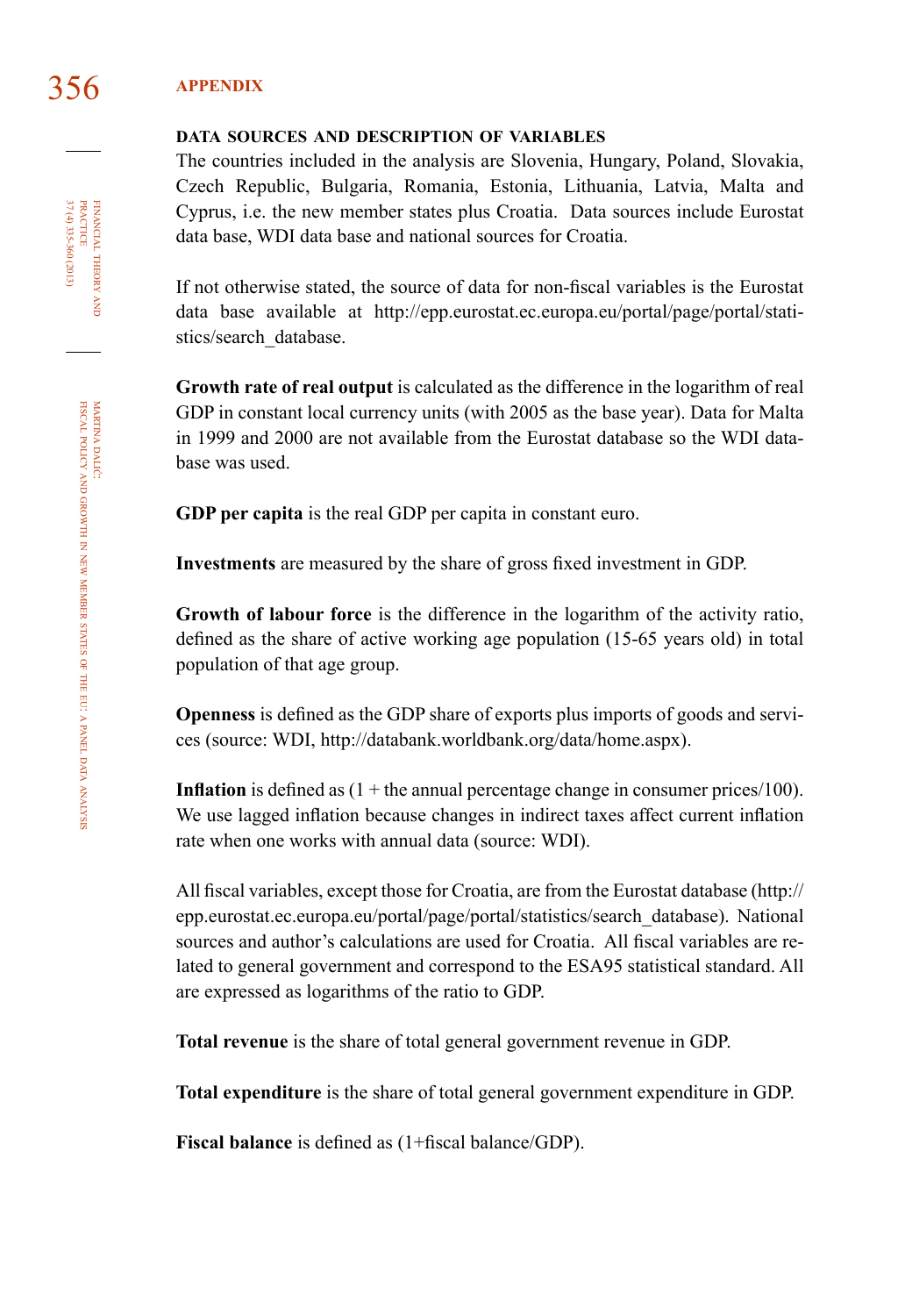# APPENDIX

## DATA SOURCES AND DESCRIPTION OF VARIABLES

The countries included in the analysis are Slovenia, Hungary, Poland, Slovakia, Czech Republic, Bulgaria, Romania, Estonia, Lithuania, Latvia, Malta and Cyprus, i.e. the new member states plus Croatia. Data sources include Eurostat data base, WDI data base and national sources for Croatia.

If not otherwise stated, the source of data for non-fiscal variables is the Eurostat data base available at http://epp.eurostat.ec.europa.eu/portal/page/portal/statistics/search_database.

**Growth rate of real output** is calculated as the difference in the logarithm of real GDP in constant local currency units (with 2005 as the base year). Data for Malta in 1999 and 2000 are not available from the Eurostat database so the WDI database was used.

**GDP per capita** is the real GDP per capita in constant euro.

**Investments** are measured by the share of gross fixed investment in GDP.

**Growth of labour force** is the difference in the logarithm of the activity ratio, defined as the share of active working age population (15-65 years old) in total population of that age group.

**Openness** is defined as the GDP share of exports plus imports of goods and services (source: WDI, http://databank.worldbank.org/data/home.aspx).

**Inflation** is defined as (1 + the annual percentage change in consumer prices/100). We use lagged inflation because changes in indirect taxes affect current inflation rate when one works with annual data (source: WDI).

All fiscal variables, except those for Croatia, are from the Eurostat database (http://epp.eurostat.ec.europa.eu/portal/page/portal/statistics/search_database). National sources and author's calculations are used for Croatia. All fiscal variables are related to general government and correspond to the ESA95 statistical standard. All are expressed as logarithms of the ratio to GDP.

**Total revenue** is the share of total general government revenue in GDP.

**Total expenditure** is the share of total general government expenditure in GDP.

**Fiscal balance** is defined as (1+fiscal balance/GDP).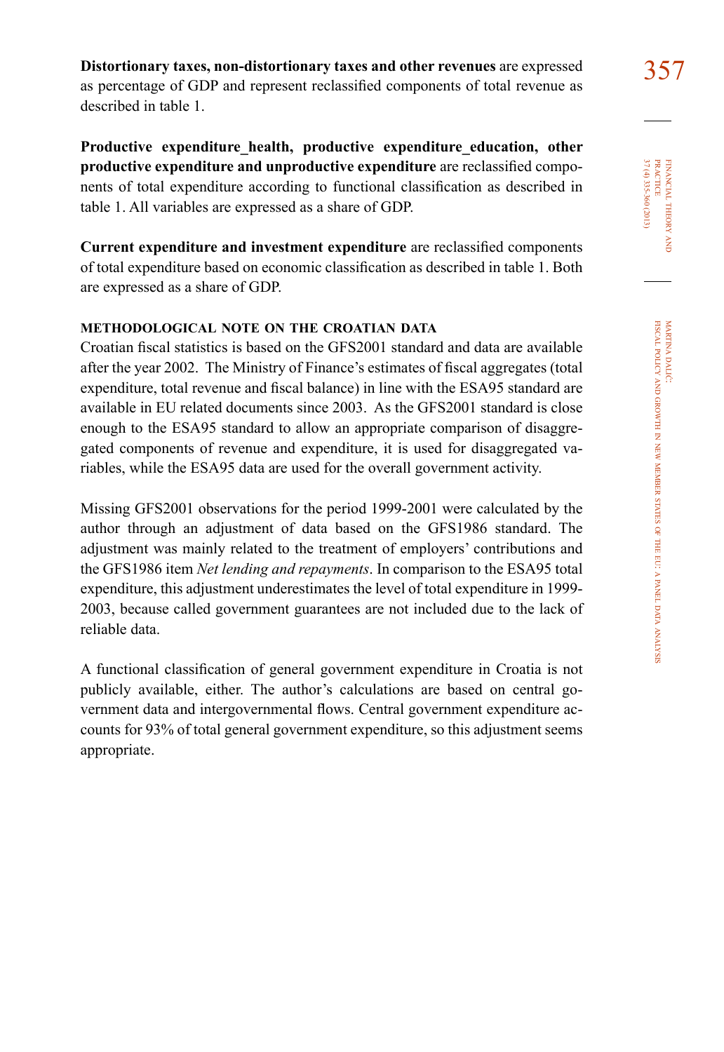**Distortionary taxes, non-distortionary taxes and other revenues** are expressed as percentage of GDP and represent reclassified components of total revenue as described in table 1.

**Productive expenditure_health, productive expenditure_education, other productive expenditure and unproductive expenditure** are reclassified components of total expenditure according to functional classification as described in table 1. All variables are expressed as a share of GDP.

**Current expenditure and investment expenditure** are reclassified components of total expenditure based on economic classification as described in table 1. Both are expressed as a share of GDP.

#### METHODOLOGICAL NOTE ON THE CROATIAN DATA

Croatian fiscal statistics is based on the GFS2001 standard and data are available after the year 2002. The Ministry of Finance's estimates of fiscal aggregates (total expenditure, total revenue and fiscal balance) in line with the ESA95 standard are available in EU related documents since 2003. As the GFS2001 standard is close enough to the ESA95 standard to allow an appropriate comparison of disaggregated components of revenue and expenditure, it is used for disaggregated variables, while the ESA95 data are used for the overall government activity.

Missing GFS2001 observations for the period 1999-2001 were calculated by the author through an adjustment of data based on the GFS1986 standard. The adjustment was mainly related to the treatment of employers' contributions and the GFS1986 item *Net lending and repayments*. In comparison to the ESA95 total expenditure, this adjustment underestimates the level of total expenditure in 1999-2003, because called government guarantees are not included due to the lack of reliable data.

A functional classification of general government expenditure in Croatia is not publicly available, either. The author's calculations are based on central government data and intergovernmental flows. Central government expenditure accounts for 93% of total general government expenditure, so this adjustment seems appropriate.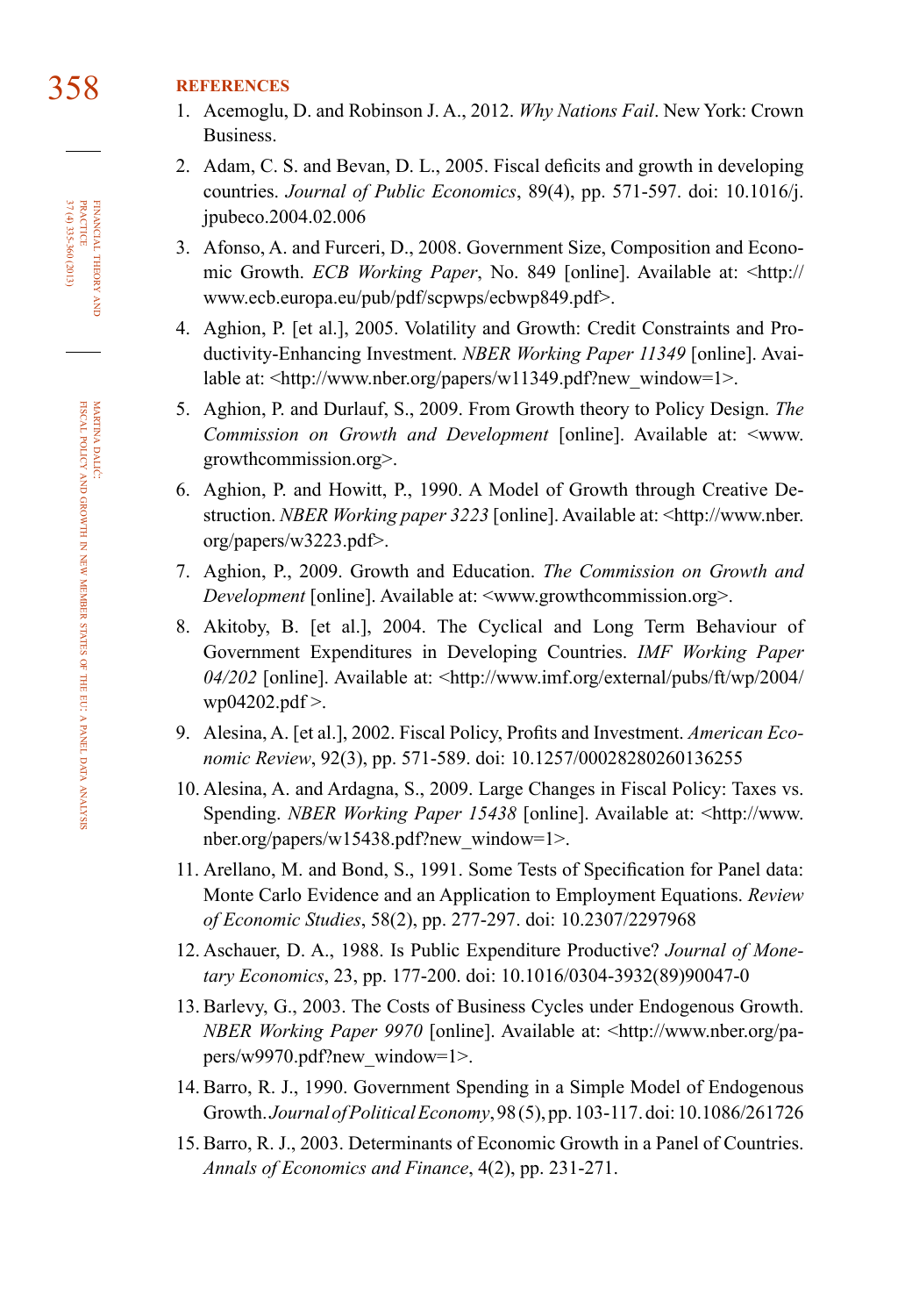## REFERENCES

1. Acemoglu, D. and Robinson J. A., 2012. *Why Nations Fail*. New York: Crown Business.
2. Adam, C. S. and Bevan, D. L., 2005. Fiscal deficits and growth in developing countries. *Journal of Public Economics*, 89(4), pp. 571-597. doi: 10.1016/j.jpubeco.2004.02.006
3. Afonso, A. and Furceri, D., 2008. Government Size, Composition and Economic Growth. *ECB Working Paper*, No. 849 [online]. Available at: <http://www.ecb.europa.eu/pub/pdf/scpwps/ecbwp849.pdf>.
4. Aghion, P. [et al.], 2005. Volatility and Growth: Credit Constraints and Productivity-Enhancing Investment. *NBER Working Paper 11349* [online]. Available at: <http://www.nber.org/papers/w11349.pdf?new_window=1>.
5. Aghion, P. and Durlauf, S., 2009. From Growth theory to Policy Design. *The Commission on Growth and Development* [online]. Available at: <www.growthcommission.org>.
6. Aghion, P. and Howitt, P., 1990. A Model of Growth through Creative Destruction. *NBER Working paper 3223* [online]. Available at: <http://www.nber.org/papers/w3223.pdf>.
7. Aghion, P., 2009. Growth and Education. *The Commission on Growth and Development* [online]. Available at: <www.growthcommission.org>.
8. Akitoby, B. [et al.], 2004. The Cyclical and Long Term Behaviour of Government Expenditures in Developing Countries. *IMF Working Paper 04/202* [online]. Available at: <http://www.imf.org/external/pubs/ft/wp/2004/wp04202.pdf >.
9. Alesina, A. [et al.], 2002. Fiscal Policy, Profits and Investment. *American Economic Review*, 92(3), pp. 571-589. doi: 10.1257/00028280260136255
10. Alesina, A. and Ardagna, S., 2009. Large Changes in Fiscal Policy: Taxes vs. Spending. *NBER Working Paper 15438* [online]. Available at: <http://www.nber.org/papers/w15438.pdf?new_window=1>.
11. Arellano, M. and Bond, S., 1991. Some Tests of Specification for Panel data: Monte Carlo Evidence and an Application to Employment Equations. *Review of Economic Studies*, 58(2), pp. 277-297. doi: 10.2307/2297968
12. Aschauer, D. A., 1988. Is Public Expenditure Productive? *Journal of Monetary Economics*, 23, pp. 177-200. doi: 10.1016/0304-3932(89)90047-0
13. Barlevy, G., 2003. The Costs of Business Cycles under Endogenous Growth. *NBER Working Paper 9970* [online]. Available at: <http://www.nber.org/papers/w9970.pdf?new_window=1>.
14. Barro, R. J., 1990. Government Spending in a Simple Model of Endogenous Growth. *Journal of Political Economy*, 98 (5), pp. 103-117. doi: 10.1086/261726
15. Barro, R. J., 2003. Determinants of Economic Growth in a Panel of Countries. *Annals of Economics and Finance*, 4(2), pp. 231-271.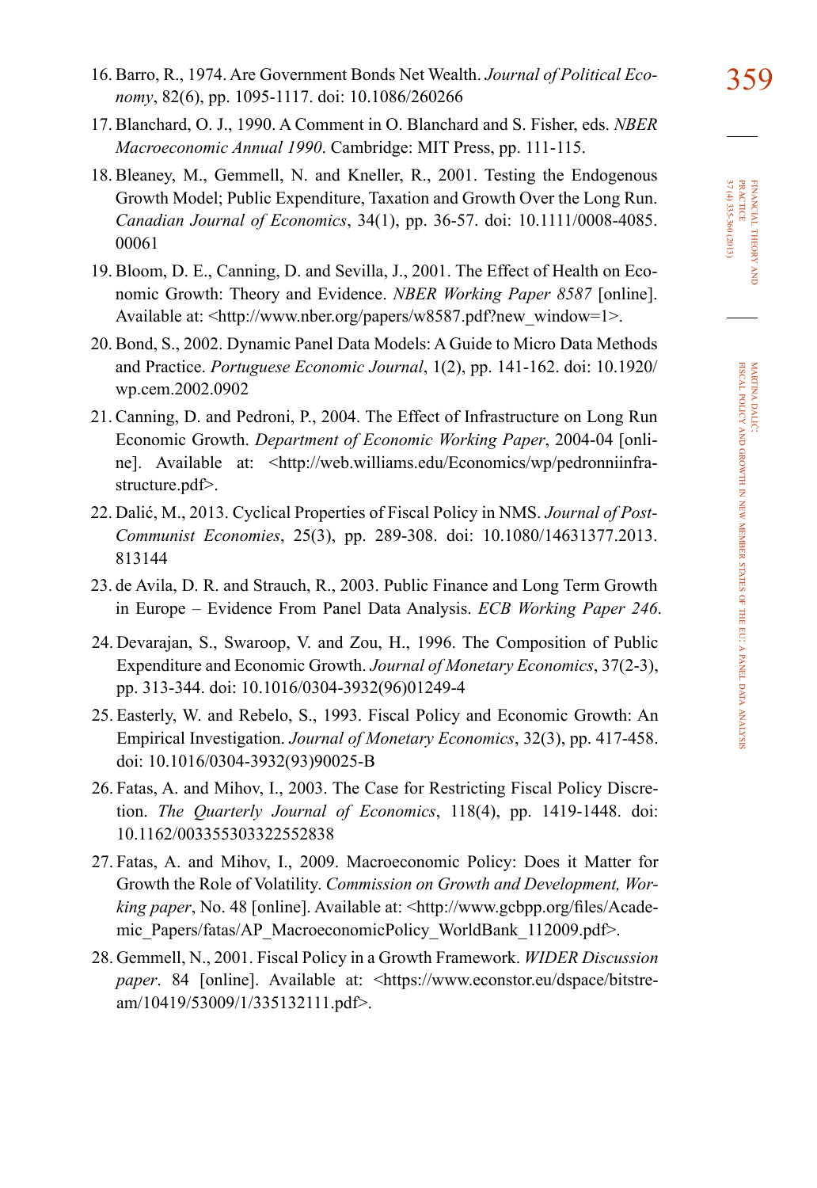16. Barro, R., 1974. Are Government Bonds Net Wealth. *Journal of Political Economy*, 82(6), pp. 1095-1117. doi: 10.1086/260266
17. Blanchard, O. J., 1990. A Comment in O. Blanchard and S. Fisher, eds. *NBER Macroeconomic Annual 1990*. Cambridge: MIT Press, pp. 111-115.
18. Bleaney, M., Gemmell, N. and Kneller, R., 2001. Testing the Endogenous Growth Model; Public Expenditure, Taxation and Growth Over the Long Run. *Canadian Journal of Economics*, 34(1), pp. 36-57. doi: 10.1111/0008-4085.00061
19. Bloom, D. E., Canning, D. and Sevilla, J., 2001. The Effect of Health on Economic Growth: Theory and Evidence. *NBER Working Paper 8587* [online]. Available at: <http://www.nber.org/papers/w8587.pdf?new_window=1>.
20. Bond, S., 2002. Dynamic Panel Data Models: A Guide to Micro Data Methods and Practice. *Portuguese Economic Journal*, 1(2), pp. 141-162. doi: 10.1920/wp.cem.2002.0902
21. Canning, D. and Pedroni, P., 2004. The Effect of Infrastructure on Long Run Economic Growth. *Department of Economic Working Paper*, 2004-04 [online]. Available at: <http://web.williams.edu/Economics/wp/pedronniinfrastructure.pdf>.
22. Dalić, M., 2013. Cyclical Properties of Fiscal Policy in NMS. *Journal of Post-Communist Economies*, 25(3), pp. 289-308. doi: 10.1080/14631377.2013.813144
23. de Avila, D. R. and Strauch, R., 2003. Public Finance and Long Term Growth in Europe – Evidence From Panel Data Analysis. *ECB Working Paper 246*.
24. Devarajan, S., Swaroop, V. and Zou, H., 1996. The Composition of Public Expenditure and Economic Growth. *Journal of Monetary Economics*, 37(2-3), pp. 313-344. doi: 10.1016/0304-3932(96)01249-4
25. Easterly, W. and Rebelo, S., 1993. Fiscal Policy and Economic Growth: An Empirical Investigation. *Journal of Monetary Economics*, 32(3), pp. 417-458. doi: 10.1016/0304-3932(93)90025-B
26. Fatas, A. and Mihov, I., 2003. The Case for Restricting Fiscal Policy Discretion. *The Quarterly Journal of Economics*, 118(4), pp. 1419-1448. doi: 10.1162/003355303322552838
27. Fatas, A. and Mihov, I., 2009. Macroeconomic Policy: Does it Matter for Growth the Role of Volatility. *Commission on Growth and Development, Working paper*, No. 48 [online]. Available at: <http://www.gcbpp.org/files/Academic_Papers/fatas/AP_MacroeconomicPolicy_WorldBank_112009.pdf>.
28. Gemmell, N., 2001. Fiscal Policy in a Growth Framework. *WIDER Discussion paper*. 84 [online]. Available at: <https://www.econstor.eu/dspace/bitstream/10419/53009/1/335132111.pdf>.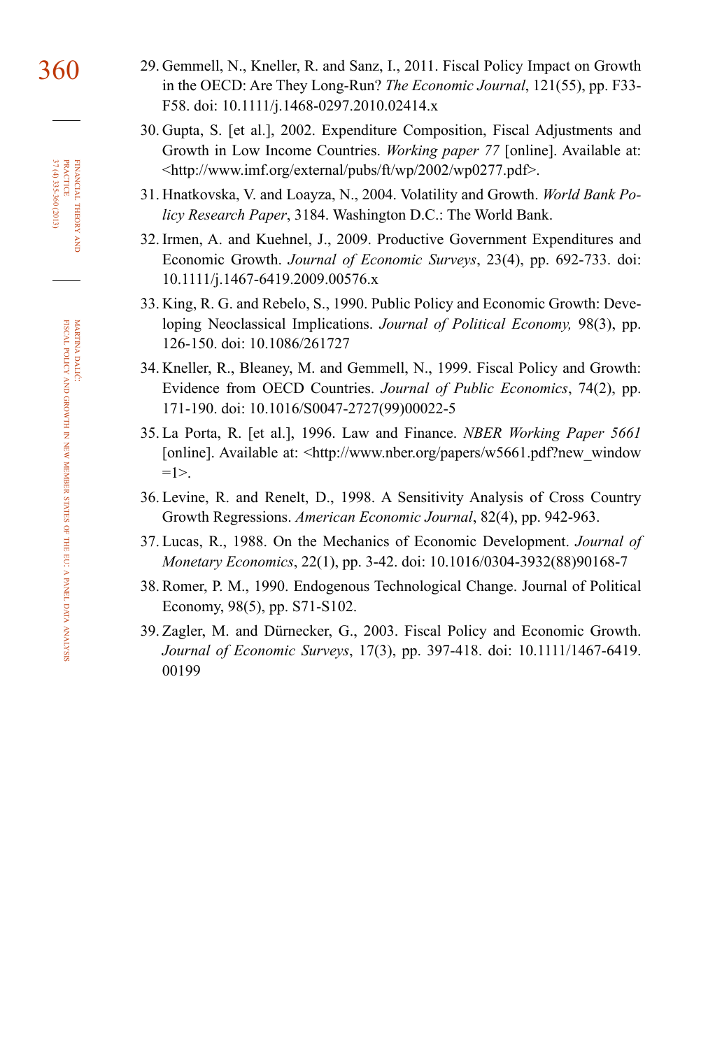29. Gemmell, N., Kneller, R. and Sanz, I., 2011. Fiscal Policy Impact on Growth in the OECD: Are They Long-Run? *The Economic Journal*, 121(55), pp. F33-F58. doi: 10.1111/j.1468-0297.2010.02414.x
30. Gupta, S. [et al.], 2002. Expenditure Composition, Fiscal Adjustments and Growth in Low Income Countries. *Working paper 77* [online]. Available at: <http://www.imf.org/external/pubs/ft/wp/2002/wp0277.pdf>.
31. Hnatkovska, V. and Loayza, N., 2004. Volatility and Growth. *World Bank Policy Research Paper*, 3184. Washington D.C.: The World Bank.
32. Irmen, A. and Kuehnel, J., 2009. Productive Government Expenditures and Economic Growth. *Journal of Economic Surveys*, 23(4), pp. 692-733. doi: 10.1111/j.1467-6419.2009.00576.x
33. King, R. G. and Rebelo, S., 1990. Public Policy and Economic Growth: Developing Neoclassical Implications. *Journal of Political Economy,* 98(3), pp. 126-150. doi: 10.1086/261727
34. Kneller, R., Bleaney, M. and Gemmell, N., 1999. Fiscal Policy and Growth: Evidence from OECD Countries. *Journal of Public Economics*, 74(2), pp. 171-190. doi: 10.1016/S0047-2727(99)00022-5
35. La Porta, R. [et al.], 1996. Law and Finance. *NBER Working Paper 5661* [online]. Available at: <http://www.nber.org/papers/w5661.pdf?new_window=1>.
36. Levine, R. and Renelt, D., 1998. A Sensitivity Analysis of Cross Country Growth Regressions. *American Economic Journal*, 82(4), pp. 942-963.
37. Lucas, R., 1988. On the Mechanics of Economic Development. *Journal of Monetary Economics*, 22(1), pp. 3-42. doi: 10.1016/0304-3932(88)90168-7
38. Romer, P. M., 1990. Endogenous Technological Change. Journal of Political Economy, 98(5), pp. S71-S102.
39. Zagler, M. and Dürnecker, G., 2003. Fiscal Policy and Economic Growth. *Journal of Economic Surveys*, 17(3), pp. 397-418. doi: 10.1111/1467-6419.00199